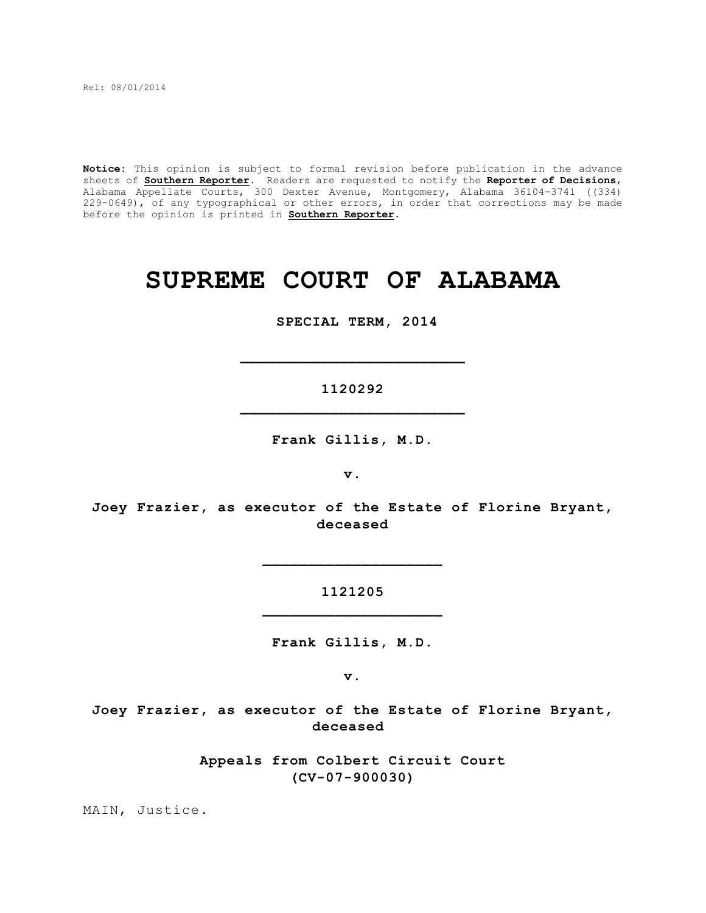Rel: 08/01/2014

**Notice:** This opinion is subject to formal revision before publication in the advance sheets of **Southern Reporter**. Readers are requested to notify the **Reporter of Decisions**, Alabama Appellate Courts, 300 Dexter Avenue, Montgomery, Alabama 36104-3741 ((334) 229-0649), of any typographical or other errors, in order that corrections may be made before the opinion is printed in **Southern Reporter**.

# SUPREME COURT OF ALABAMA

**SPECIAL TERM, 2014**

---

**1120292**

---

**Frank Gillis, M.D.**

**v.**

**Joey Frazier, as executor of the Estate of Florine Bryant, deceased**

---

**1121205**

---

**Frank Gillis, M.D.**

**v.**

**Joey Frazier, as executor of the Estate of Florine Bryant, deceased**

**Appeals from Colbert Circuit Court (CV-07-900030)**

MAIN, Justice.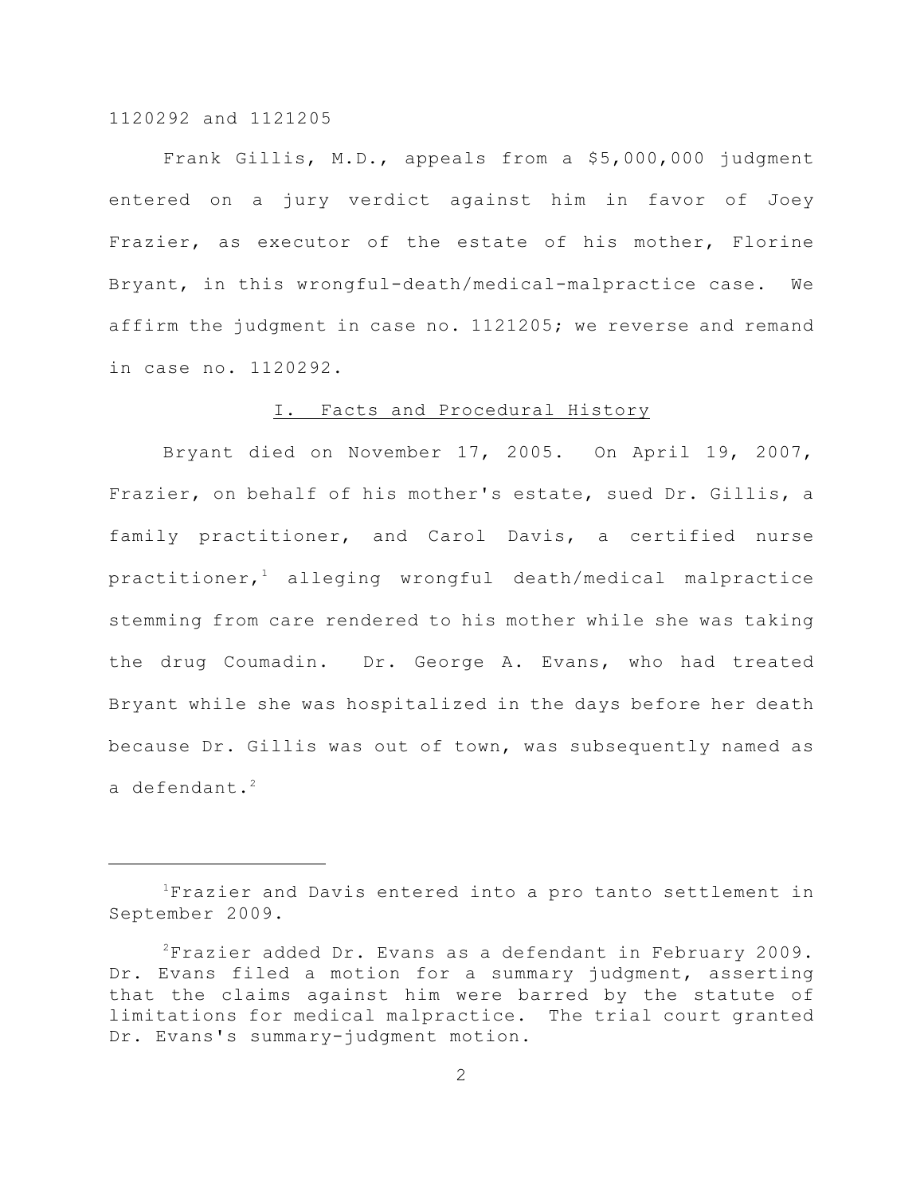1120292 and 1121205

Frank Gillis, M.D., appeals from a $5,000,000 judgment entered on a jury verdict against him in favor of Joey Frazier, as executor of the estate of his mother, Florine Bryant, in this wrongful-death/medical-malpractice case. We affirm the judgment in case no. 1121205; we reverse and remand in case no. 1120292.

## I. Facts and Procedural History

Bryant died on November 17, 2005. On April 19, 2007, Frazier, on behalf of his mother's estate, sued Dr. Gillis, a family practitioner, and Carol Davis, a certified nurse practitioner,[1] alleging wrongful death/medical malpractice stemming from care rendered to his mother while she was taking the drug Coumadin. Dr. George A. Evans, who had treated Bryant while she was hospitalized in the days before her death because Dr. Gillis was out of town, was subsequently named as a defendant.[2]

---

[1] Frazier and Davis entered into a pro tanto settlement in September 2009.

[2] Frazier added Dr. Evans as a defendant in February 2009. Dr. Evans filed a motion for a summary judgment, asserting that the claims against him were barred by the statute of limitations for medical malpractice. The trial court granted Dr. Evans's summary-judgment motion.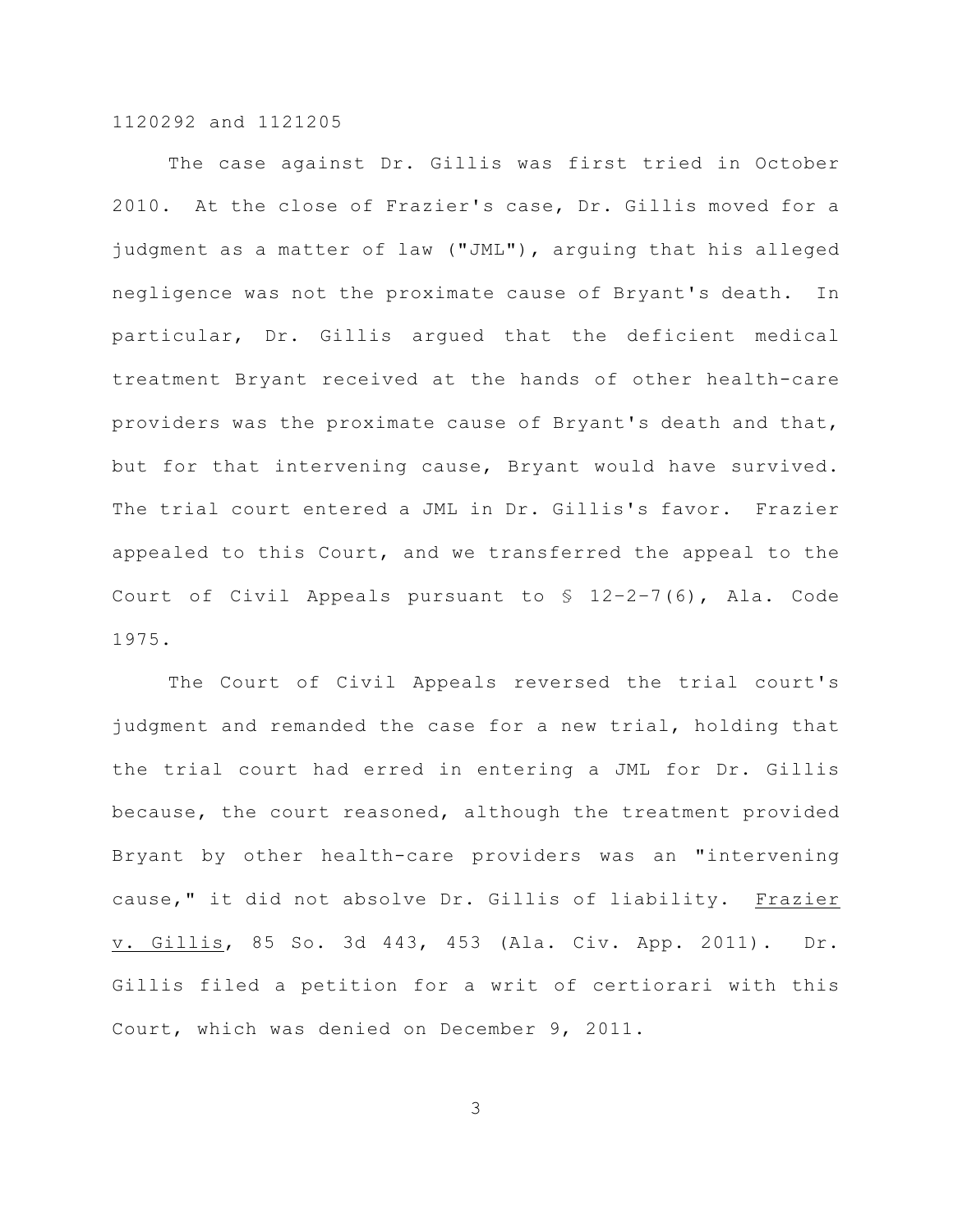The case against Dr. Gillis was first tried in October 2010. At the close of Frazier's case, Dr. Gillis moved for a judgment as a matter of law ("JML"), arguing that his alleged negligence was not the proximate cause of Bryant's death. In particular, Dr. Gillis argued that the deficient medical treatment Bryant received at the hands of other health-care providers was the proximate cause of Bryant's death and that, but for that intervening cause, Bryant would have survived. The trial court entered a JML in Dr. Gillis's favor. Frazier appealed to this Court, and we transferred the appeal to the Court of Civil Appeals pursuant to § 12-2-7(6), Ala. Code 1975.

The Court of Civil Appeals reversed the trial court's judgment and remanded the case for a new trial, holding that the trial court had erred in entering a JML for Dr. Gillis because, the court reasoned, although the treatment provided Bryant by other health-care providers was an "intervening cause," it did not absolve Dr. Gillis of liability. Frazier v. Gillis, 85 So. 3d 443, 453 (Ala. Civ. App. 2011). Dr. Gillis filed a petition for a writ of certiorari with this Court, which was denied on December 9, 2011.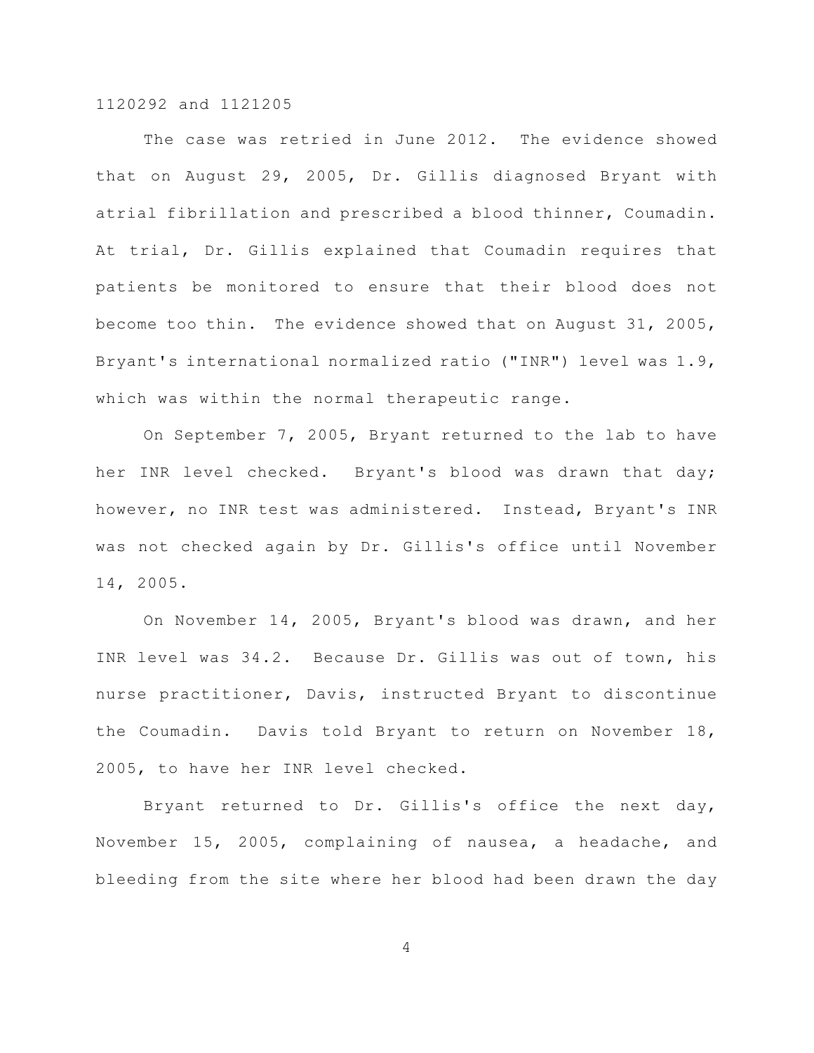The case was retried in June 2012. The evidence showed that on August 29, 2005, Dr. Gillis diagnosed Bryant with atrial fibrillation and prescribed a blood thinner, Coumadin. At trial, Dr. Gillis explained that Coumadin requires that patients be monitored to ensure that their blood does not become too thin. The evidence showed that on August 31, 2005, Bryant's international normalized ratio ("INR") level was 1.9, which was within the normal therapeutic range.

On September 7, 2005, Bryant returned to the lab to have her INR level checked. Bryant's blood was drawn that day; however, no INR test was administered. Instead, Bryant's INR was not checked again by Dr. Gillis's office until November 14, 2005.

On November 14, 2005, Bryant's blood was drawn, and her INR level was 34.2. Because Dr. Gillis was out of town, his nurse practitioner, Davis, instructed Bryant to discontinue the Coumadin. Davis told Bryant to return on November 18, 2005, to have her INR level checked.

Bryant returned to Dr. Gillis's office the next day, November 15, 2005, complaining of nausea, a headache, and bleeding from the site where her blood had been drawn the day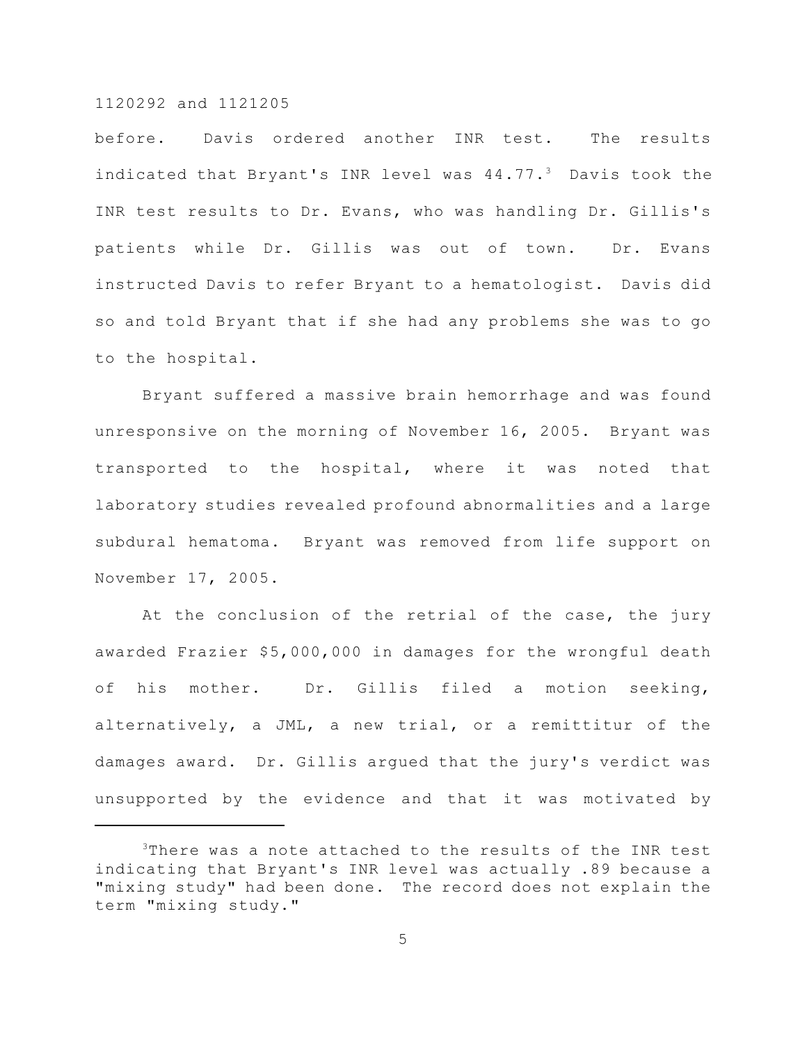before. Davis ordered another INR test. The results indicated that Bryant's INR level was 44.77.[3] Davis took the INR test results to Dr. Evans, who was handling Dr. Gillis's patients while Dr. Gillis was out of town. Dr. Evans instructed Davis to refer Bryant to a hematologist. Davis did so and told Bryant that if she had any problems she was to go to the hospital.

Bryant suffered a massive brain hemorrhage and was found unresponsive on the morning of November 16, 2005. Bryant was transported to the hospital, where it was noted that laboratory studies revealed profound abnormalities and a large subdural hematoma. Bryant was removed from life support on November 17, 2005.

At the conclusion of the retrial of the case, the jury awarded Frazier $5,000,000 in damages for the wrongful death of his mother. Dr. Gillis filed a motion seeking, alternatively, a JML, a new trial, or a remittitur of the damages award. Dr. Gillis argued that the jury's verdict was unsupported by the evidence and that it was motivated by

---

[3]There was a note attached to the results of the INR test indicating that Bryant's INR level was actually .89 because a "mixing study" had been done. The record does not explain the term "mixing study."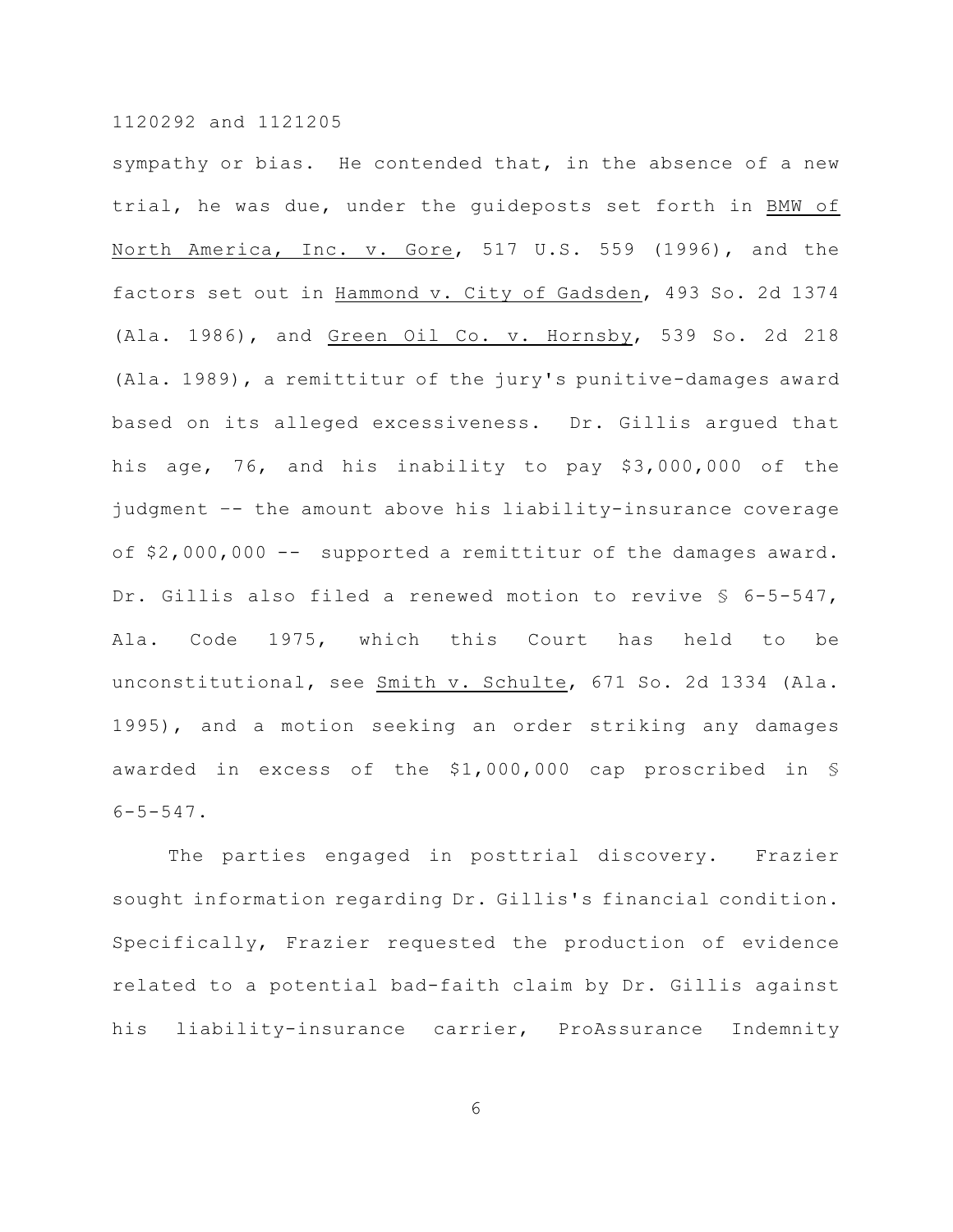sympathy or bias. He contended that, in the absence of a new trial, he was due, under the guideposts set forth in BMW of North America, Inc. v. Gore, 517 U.S. 559 (1996), and the factors set out in Hammond v. City of Gadsden, 493 So. 2d 1374 (Ala. 1986), and Green Oil Co. v. Hornsby, 539 So. 2d 218 (Ala. 1989), a remittitur of the jury's punitive-damages award based on its alleged excessiveness. Dr. Gillis argued that his age, 76, and his inability to pay $3,000,000 of the judgment -- the amount above his liability-insurance coverage of $2,000,000 -- supported a remittitur of the damages award. Dr. Gillis also filed a renewed motion to revive § 6-5-547, Ala. Code 1975, which this Court has held to be unconstitutional, see Smith v. Schulte, 671 So. 2d 1334 (Ala. 1995), and a motion seeking an order striking any damages awarded in excess of the $1,000,000 cap proscribed in § 6-5-547.

The parties engaged in posttrial discovery. Frazier sought information regarding Dr. Gillis's financial condition. Specifically, Frazier requested the production of evidence related to a potential bad-faith claim by Dr. Gillis against his liability-insurance carrier, ProAssurance Indemnity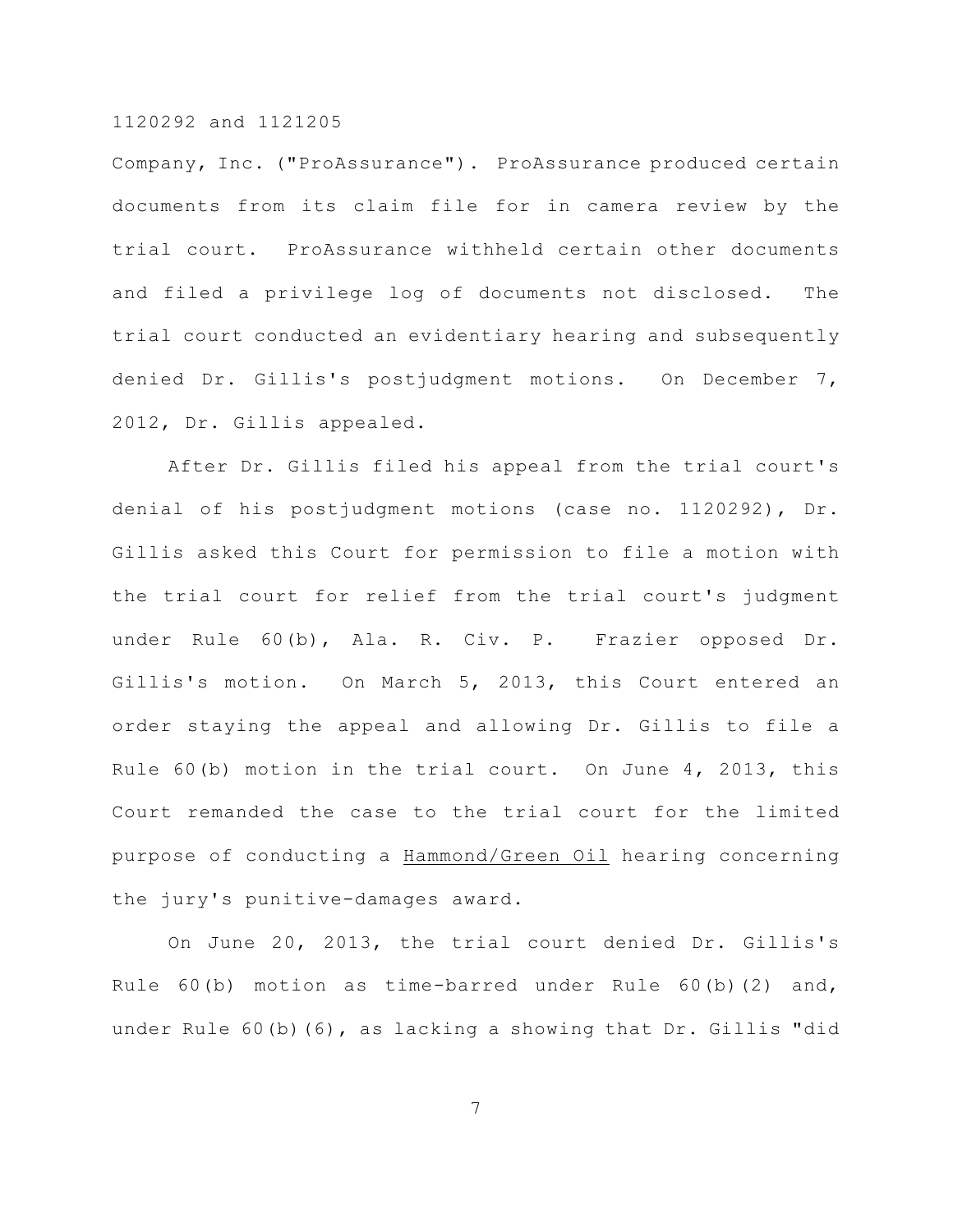Company, Inc. ("ProAssurance"). ProAssurance produced certain documents from its claim file for in camera review by the trial court. ProAssurance withheld certain other documents and filed a privilege log of documents not disclosed. The trial court conducted an evidentiary hearing and subsequently denied Dr. Gillis's postjudgment motions. On December 7, 2012, Dr. Gillis appealed.

After Dr. Gillis filed his appeal from the trial court's denial of his postjudgment motions (case no. 1120292), Dr. Gillis asked this Court for permission to file a motion with the trial court for relief from the trial court's judgment under Rule 60(b), Ala. R. Civ. P. Frazier opposed Dr. Gillis's motion. On March 5, 2013, this Court entered an order staying the appeal and allowing Dr. Gillis to file a Rule 60(b) motion in the trial court. On June 4, 2013, this Court remanded the case to the trial court for the limited purpose of conducting a <u>Hammond/Green Oil</u> hearing concerning the jury's punitive-damages award.

On June 20, 2013, the trial court denied Dr. Gillis's Rule 60(b) motion as time-barred under Rule 60(b)(2) and, under Rule 60(b)(6), as lacking a showing that Dr. Gillis "did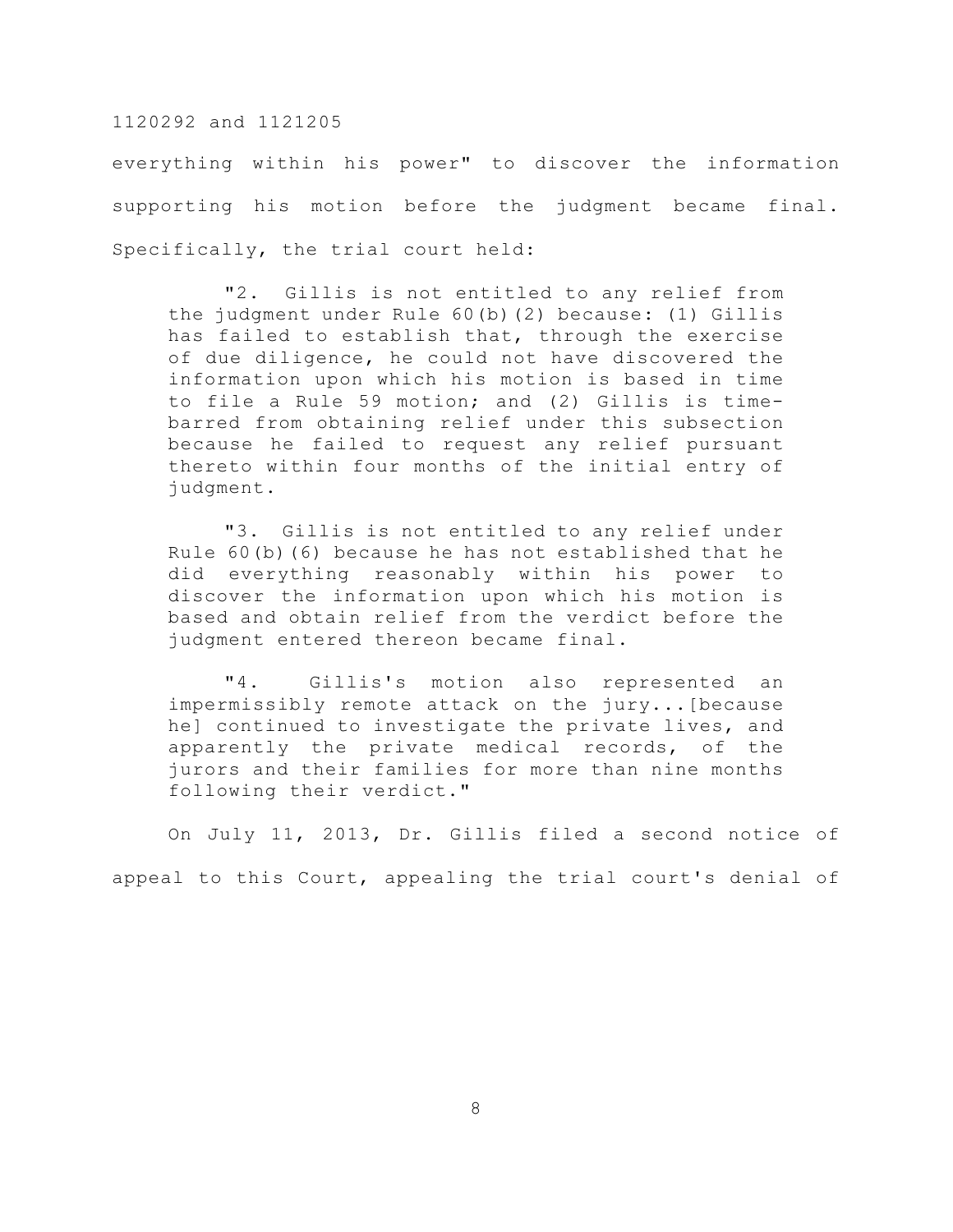everything within his power" to discover the information supporting his motion before the judgment became final. Specifically, the trial court held:

> "2. Gillis is not entitled to any relief from the judgment under Rule 60(b)(2) because: (1) Gillis has failed to establish that, through the exercise of due diligence, he could not have discovered the information upon which his motion is based in time to file a Rule 59 motion; and (2) Gillis is time-barred from obtaining relief under this subsection because he failed to request any relief pursuant thereto within four months of the initial entry of judgment.
>
> "3. Gillis is not entitled to any relief under Rule 60(b)(6) because he has not established that he did everything reasonably within his power to discover the information upon which his motion is based and obtain relief from the verdict before the judgment entered thereon became final.
>
> "4. Gillis's motion also represented an impermissibly remote attack on the jury...[because he] continued to investigate the private lives, and apparently the private medical records, of the jurors and their families for more than nine months following their verdict."

On July 11, 2013, Dr. Gillis filed a second notice of appeal to this Court, appealing the trial court's denial of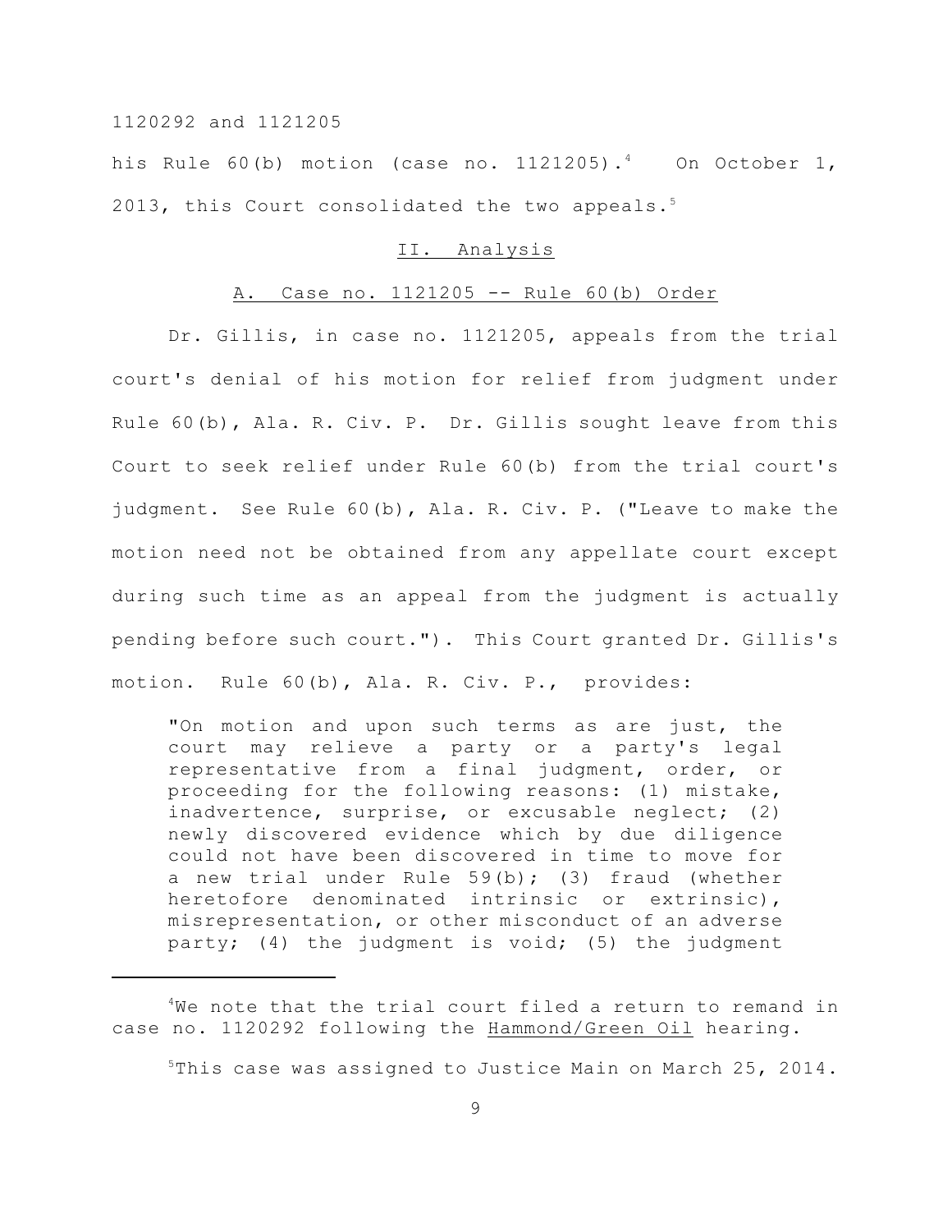his Rule 60(b) motion (case no. 1121205).[4] On October 1, 2013, this Court consolidated the two appeals.[5]

## II. Analysis

### A. Case no. 1121205 -- Rule 60(b) Order

Dr. Gillis, in case no. 1121205, appeals from the trial court's denial of his motion for relief from judgment under Rule 60(b), Ala. R. Civ. P. Dr. Gillis sought leave from this Court to seek relief under Rule 60(b) from the trial court's judgment. See Rule 60(b), Ala. R. Civ. P. ("Leave to make the motion need not be obtained from any appellate court except during such time as an appeal from the judgment is actually pending before such court."). This Court granted Dr. Gillis's motion. Rule 60(b), Ala. R. Civ. P., provides:

> "On motion and upon such terms as are just, the court may relieve a party or a party's legal representative from a final judgment, order, or proceeding for the following reasons: (1) mistake, inadvertence, surprise, or excusable neglect; (2) newly discovered evidence which by due diligence could not have been discovered in time to move for a new trial under Rule 59(b); (3) fraud (whether heretofore denominated intrinsic or extrinsic), misrepresentation, or other misconduct of an adverse party; (4) the judgment is void; (5) the judgment

---

[4]We note that the trial court filed a return to remand in case no. 1120292 following the Hammond/Green Oil hearing.

[5]This case was assigned to Justice Main on March 25, 2014.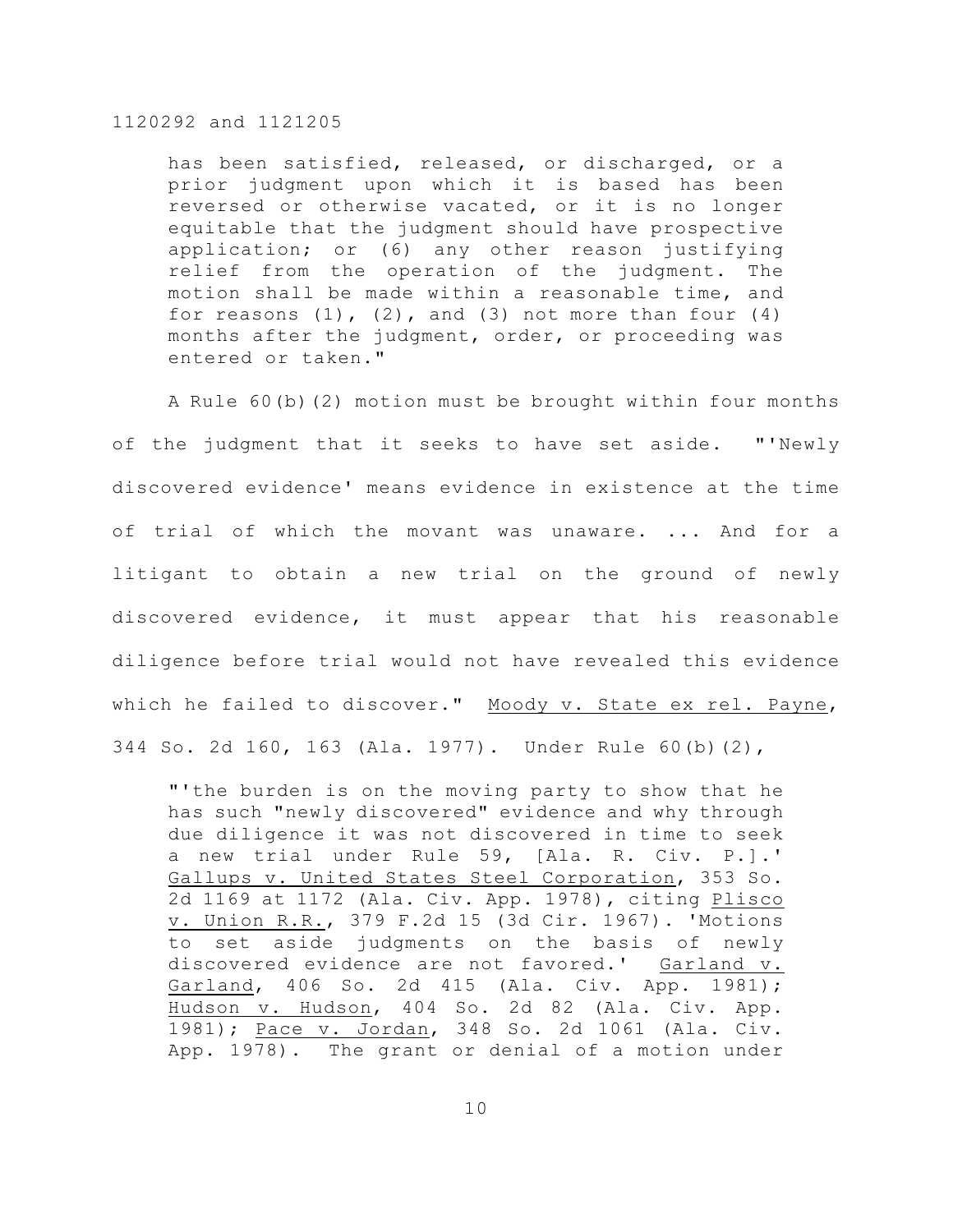> has been satisfied, released, or discharged, or a prior judgment upon which it is based has been reversed or otherwise vacated, or it is no longer equitable that the judgment should have prospective application; or (6) any other reason justifying relief from the operation of the judgment. The motion shall be made within a reasonable time, and for reasons (1), (2), and (3) not more than four (4) months after the judgment, order, or proceeding was entered or taken."

A Rule 60(b)(2) motion must be brought within four months of the judgment that it seeks to have set aside. "'Newly discovered evidence' means evidence in existence at the time of trial of which the movant was unaware. ... And for a litigant to obtain a new trial on the ground of newly discovered evidence, it must appear that his reasonable diligence before trial would not have revealed this evidence which he failed to discover." Moody v. State ex rel. Payne, 344 So. 2d 160, 163 (Ala. 1977). Under Rule 60(b)(2),

> "'the burden is on the moving party to show that he has such "newly discovered" evidence and why through due diligence it was not discovered in time to seek a new trial under Rule 59, [Ala. R. Civ. P.].' Gallups v. United States Steel Corporation, 353 So. 2d 1169 at 1172 (Ala. Civ. App. 1978), citing Plisco v. Union R.R., 379 F.2d 15 (3d Cir. 1967). 'Motions to set aside judgments on the basis of newly discovered evidence are not favored.' Garland v. Garland, 406 So. 2d 415 (Ala. Civ. App. 1981); Hudson v. Hudson, 404 So. 2d 82 (Ala. Civ. App. 1981); Pace v. Jordan, 348 So. 2d 1061 (Ala. Civ. App. 1978). The grant or denial of a motion under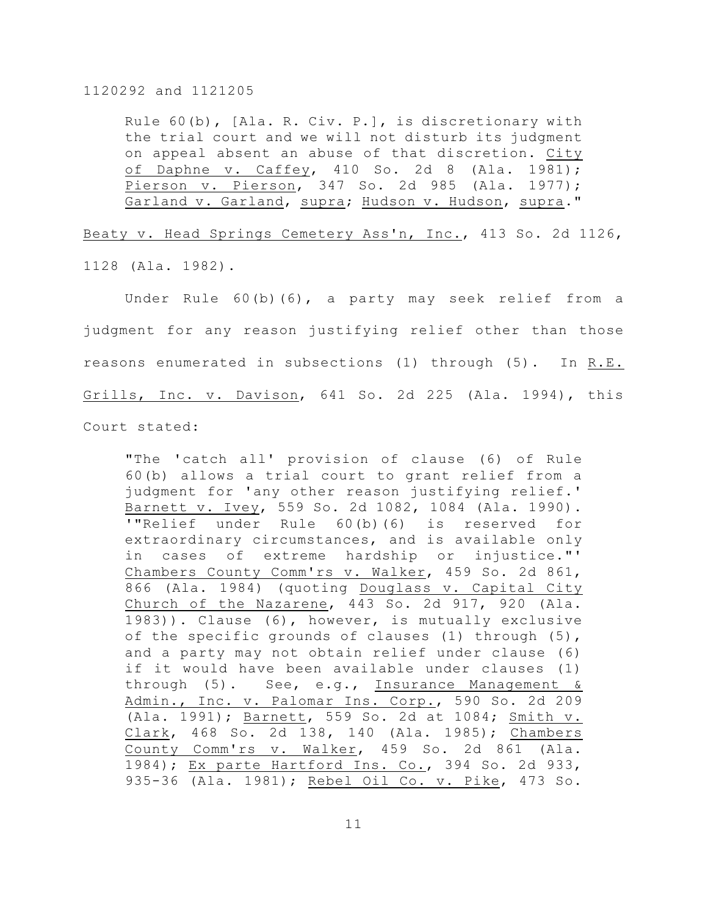Rule 60(b), [Ala. R. Civ. P.], is discretionary with the trial court and we will not disturb its judgment on appeal absent an abuse of that discretion. City of Daphne v. Caffey, 410 So. 2d 8 (Ala. 1981); Pierson v. Pierson, 347 So. 2d 985 (Ala. 1977); Garland v. Garland, supra; Hudson v. Hudson, supra."

Beaty v. Head Springs Cemetery Ass'n, Inc., 413 So. 2d 1126, 1128 (Ala. 1982).

Under Rule 60(b)(6), a party may seek relief from a judgment for any reason justifying relief other than those reasons enumerated in subsections (1) through (5). In R.E. Grills, Inc. v. Davison, 641 So. 2d 225 (Ala. 1994), this Court stated:

> "The 'catch all' provision of clause (6) of Rule 60(b) allows a trial court to grant relief from a judgment for 'any other reason justifying relief.' Barnett v. Ivey, 559 So. 2d 1082, 1084 (Ala. 1990). '"Relief under Rule 60(b)(6) is reserved for extraordinary circumstances, and is available only in cases of extreme hardship or injustice."' Chambers County Comm'rs v. Walker, 459 So. 2d 861, 866 (Ala. 1984) (quoting Douglass v. Capital City Church of the Nazarene, 443 So. 2d 917, 920 (Ala. 1983)). Clause (6), however, is mutually exclusive of the specific grounds of clauses (1) through (5), and a party may not obtain relief under clause (6) if it would have been available under clauses (1) through (5). See, e.g., Insurance Management & Admin., Inc. v. Palomar Ins. Corp., 590 So. 2d 209 (Ala. 1991); Barnett, 559 So. 2d at 1084; Smith v. Clark, 468 So. 2d 138, 140 (Ala. 1985); Chambers County Comm'rs v. Walker, 459 So. 2d 861 (Ala. 1984); Ex parte Hartford Ins. Co., 394 So. 2d 933, 935-36 (Ala. 1981); Rebel Oil Co. v. Pike, 473 So.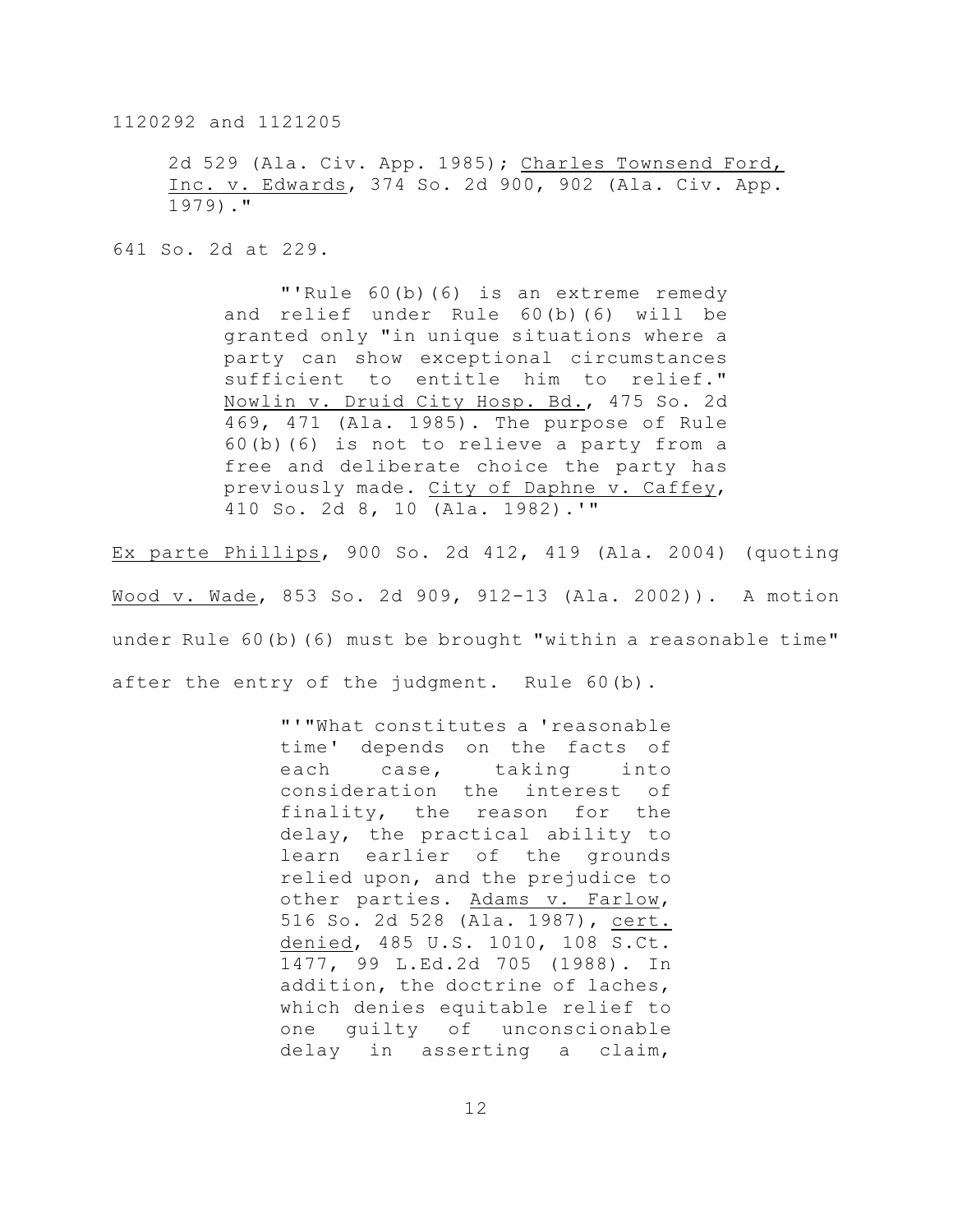2d 529 (Ala. Civ. App. 1985); Charles Townsend Ford, Inc. v. Edwards, 374 So. 2d 900, 902 (Ala. Civ. App. 1979)."

641 So. 2d at 229.

> "'Rule 60(b)(6) is an extreme remedy and relief under Rule 60(b)(6) will be granted only "in unique situations where a party can show exceptional circumstances sufficient to entitle him to relief." Nowlin v. Druid City Hosp. Bd., 475 So. 2d 469, 471 (Ala. 1985). The purpose of Rule 60(b)(6) is not to relieve a party from a free and deliberate choice the party has previously made. City of Daphne v. Caffey, 410 So. 2d 8, 10 (Ala. 1982).'"

Ex parte Phillips, 900 So. 2d 412, 419 (Ala. 2004) (quoting Wood v. Wade, 853 So. 2d 909, 912-13 (Ala. 2002)). A motion under Rule 60(b)(6) must be brought "within a reasonable time" after the entry of the judgment. Rule 60(b).

> "'"What constitutes a 'reasonable time' depends on the facts of each case, taking into consideration the interest of finality, the reason for the delay, the practical ability to learn earlier of the grounds relied upon, and the prejudice to other parties. Adams v. Farlow, 516 So. 2d 528 (Ala. 1987), cert. denied, 485 U.S. 1010, 108 S.Ct. 1477, 99 L.Ed.2d 705 (1988). In addition, the doctrine of laches, which denies equitable relief to one guilty of unconscionable delay in asserting a claim,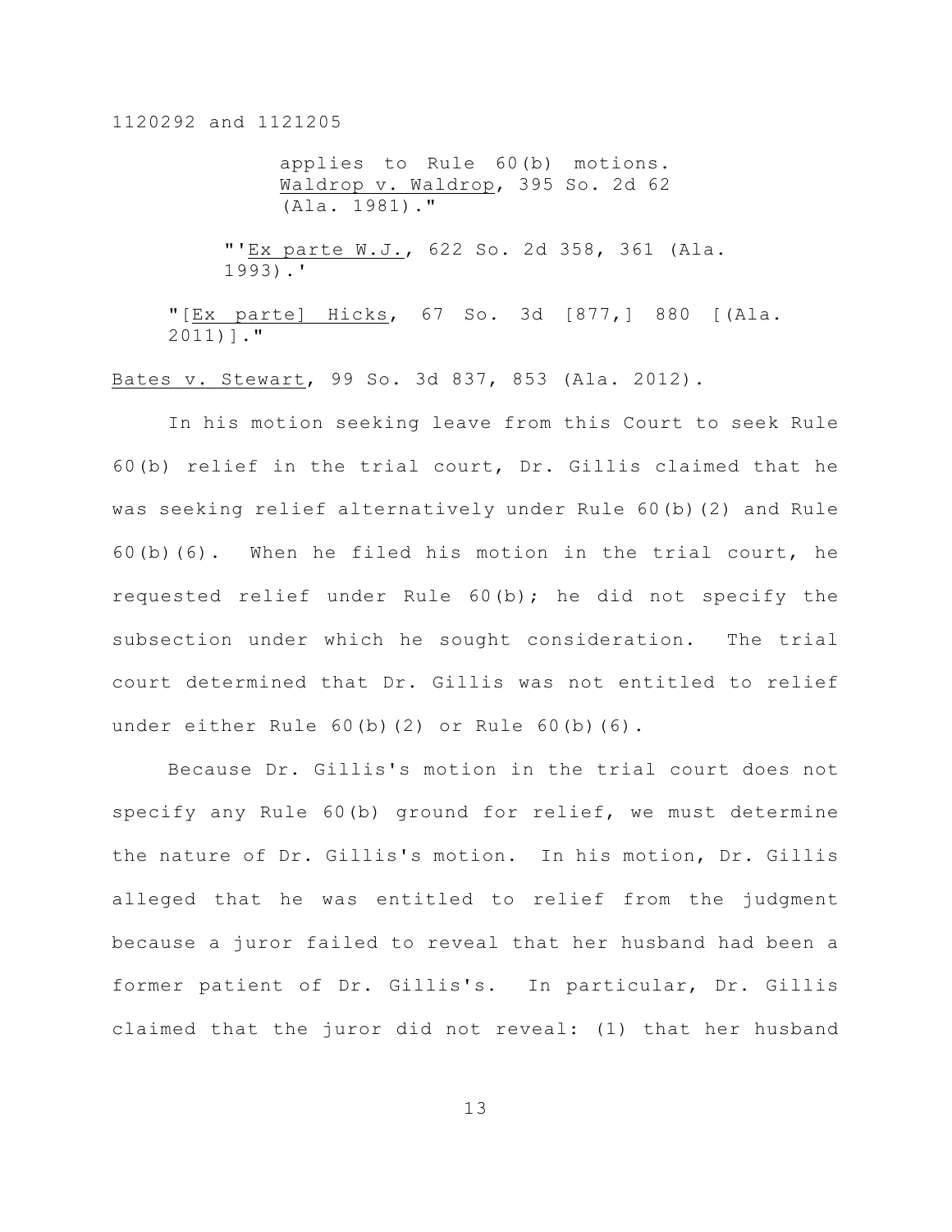applies to Rule 60(b) motions. Waldrop v. Waldrop, 395 So. 2d 62 (Ala. 1981)."

"'Ex parte W.J., 622 So. 2d 358, 361 (Ala. 1993).'

"[Ex parte] Hicks, 67 So. 3d [877,] 880 [(Ala. 2011)]."

Bates v. Stewart, 99 So. 3d 837, 853 (Ala. 2012).

In his motion seeking leave from this Court to seek Rule 60(b) relief in the trial court, Dr. Gillis claimed that he was seeking relief alternatively under Rule 60(b)(2) and Rule 60(b)(6). When he filed his motion in the trial court, he requested relief under Rule 60(b); he did not specify the subsection under which he sought consideration. The trial court determined that Dr. Gillis was not entitled to relief under either Rule 60(b)(2) or Rule 60(b)(6).

Because Dr. Gillis's motion in the trial court does not specify any Rule 60(b) ground for relief, we must determine the nature of Dr. Gillis's motion. In his motion, Dr. Gillis alleged that he was entitled to relief from the judgment because a juror failed to reveal that her husband had been a former patient of Dr. Gillis's. In particular, Dr. Gillis claimed that the juror did not reveal: (1) that her husband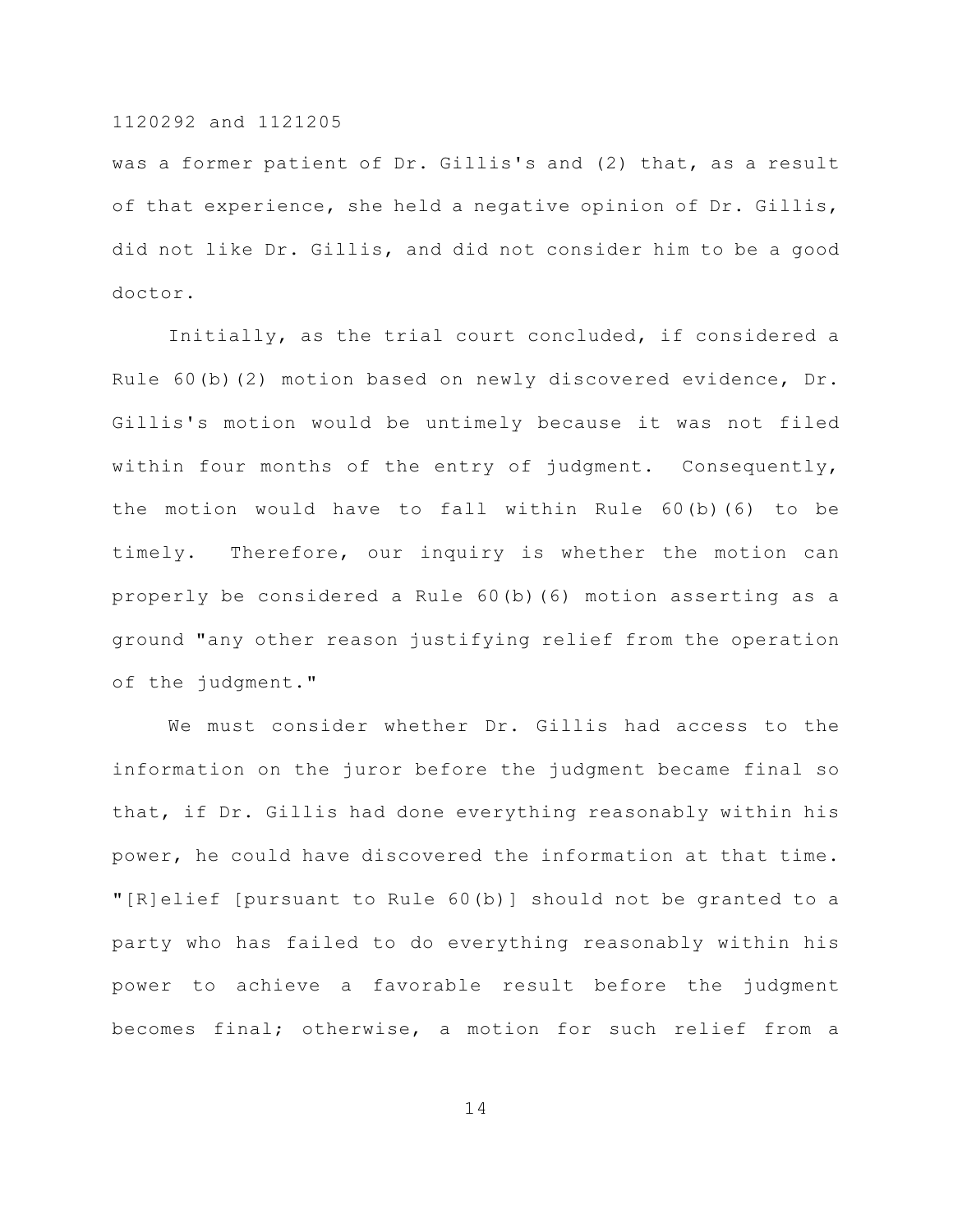was a former patient of Dr. Gillis's and (2) that, as a result of that experience, she held a negative opinion of Dr. Gillis, did not like Dr. Gillis, and did not consider him to be a good doctor.

Initially, as the trial court concluded, if considered a Rule 60(b)(2) motion based on newly discovered evidence, Dr. Gillis's motion would be untimely because it was not filed within four months of the entry of judgment. Consequently, the motion would have to fall within Rule 60(b)(6) to be timely. Therefore, our inquiry is whether the motion can properly be considered a Rule 60(b)(6) motion asserting as a ground "any other reason justifying relief from the operation of the judgment."

We must consider whether Dr. Gillis had access to the information on the juror before the judgment became final so that, if Dr. Gillis had done everything reasonably within his power, he could have discovered the information at that time. "[R]elief [pursuant to Rule 60(b)] should not be granted to a party who has failed to do everything reasonably within his power to achieve a favorable result before the judgment becomes final; otherwise, a motion for such relief from a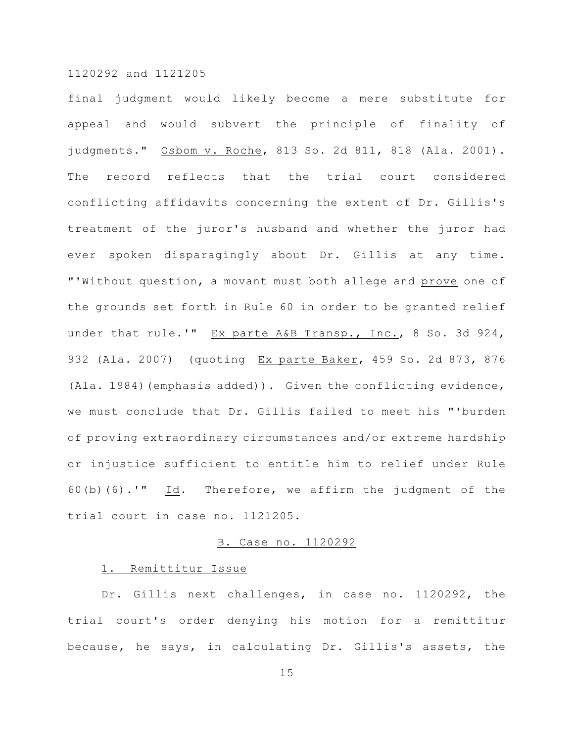final judgment would likely become a mere substitute for appeal and would subvert the principle of finality of judgments." Osbom v. Roche, 813 So. 2d 811, 818 (Ala. 2001). The record reflects that the trial court considered conflicting affidavits concerning the extent of Dr. Gillis's treatment of the juror's husband and whether the juror had ever spoken disparagingly about Dr. Gillis at any time. "'Without question, a movant must both allege and prove one of the grounds set forth in Rule 60 in order to be granted relief under that rule.'" Ex parte A&B Transp., Inc., 8 So. 3d 924, 932 (Ala. 2007) (quoting Ex parte Baker, 459 So. 2d 873, 876 (Ala. 1984)(emphasis added)). Given the conflicting evidence, we must conclude that Dr. Gillis failed to meet his "'burden of proving extraordinary circumstances and/or extreme hardship or injustice sufficient to entitle him to relief under Rule 60(b)(6).'" Id. Therefore, we affirm the judgment of the trial court in case no. 1121205.

### B. Case no. 1120292

#### 1. Remittitur Issue

Dr. Gillis next challenges, in case no. 1120292, the trial court's order denying his motion for a remittitur because, he says, in calculating Dr. Gillis's assets, the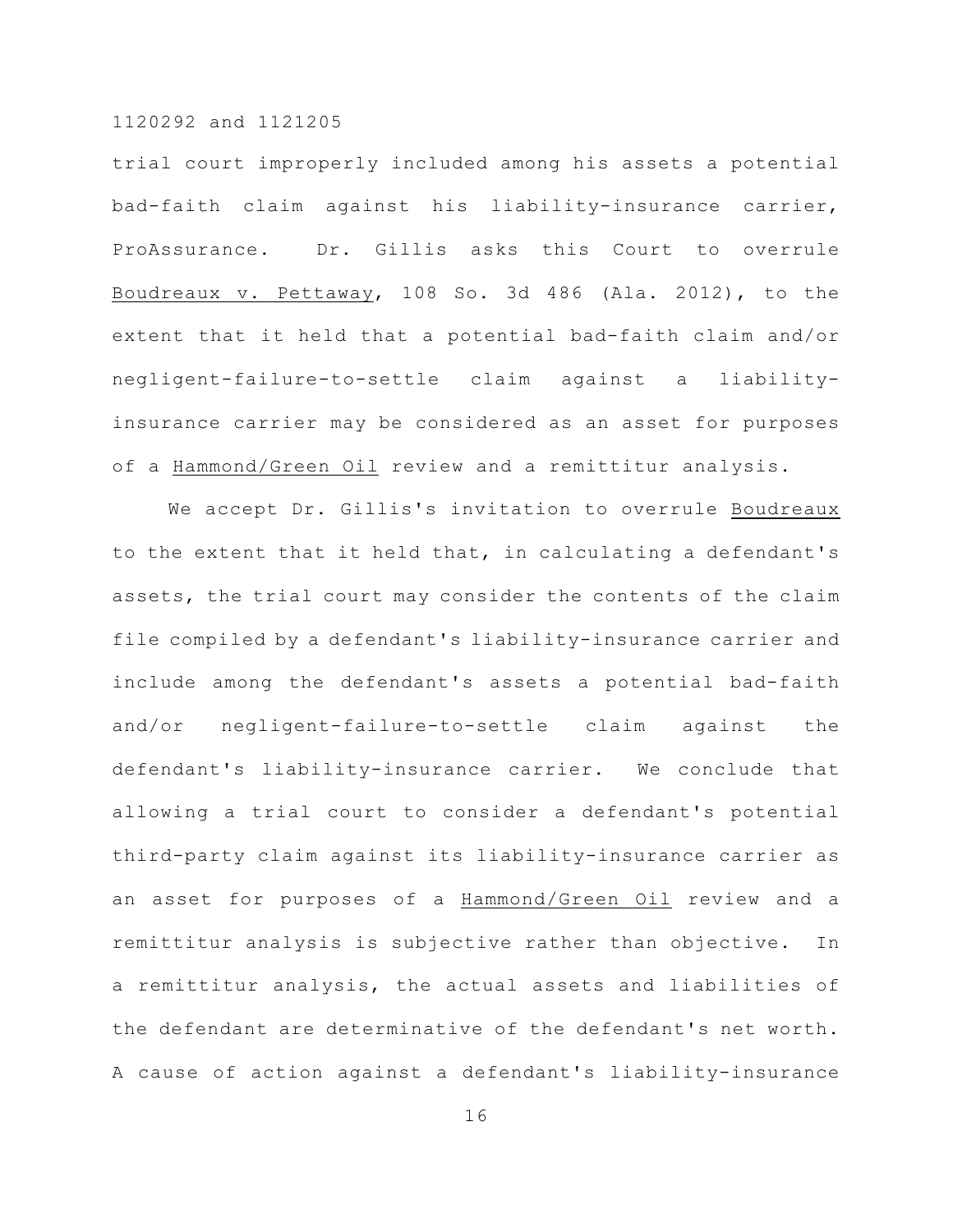trial court improperly included among his assets a potential bad-faith claim against his liability-insurance carrier, ProAssurance. Dr. Gillis asks this Court to overrule Boudreaux v. Pettaway, 108 So. 3d 486 (Ala. 2012), to the extent that it held that a potential bad-faith claim and/or negligent-failure-to-settle claim against a liability-insurance carrier may be considered as an asset for purposes of a Hammond/Green Oil review and a remittitur analysis.

We accept Dr. Gillis's invitation to overrule Boudreaux to the extent that it held that, in calculating a defendant's assets, the trial court may consider the contents of the claim file compiled by a defendant's liability-insurance carrier and include among the defendant's assets a potential bad-faith and/or negligent-failure-to-settle claim against the defendant's liability-insurance carrier. We conclude that allowing a trial court to consider a defendant's potential third-party claim against its liability-insurance carrier as an asset for purposes of a Hammond/Green Oil review and a remittitur analysis is subjective rather than objective. In a remittitur analysis, the actual assets and liabilities of the defendant are determinative of the defendant's net worth. A cause of action against a defendant's liability-insurance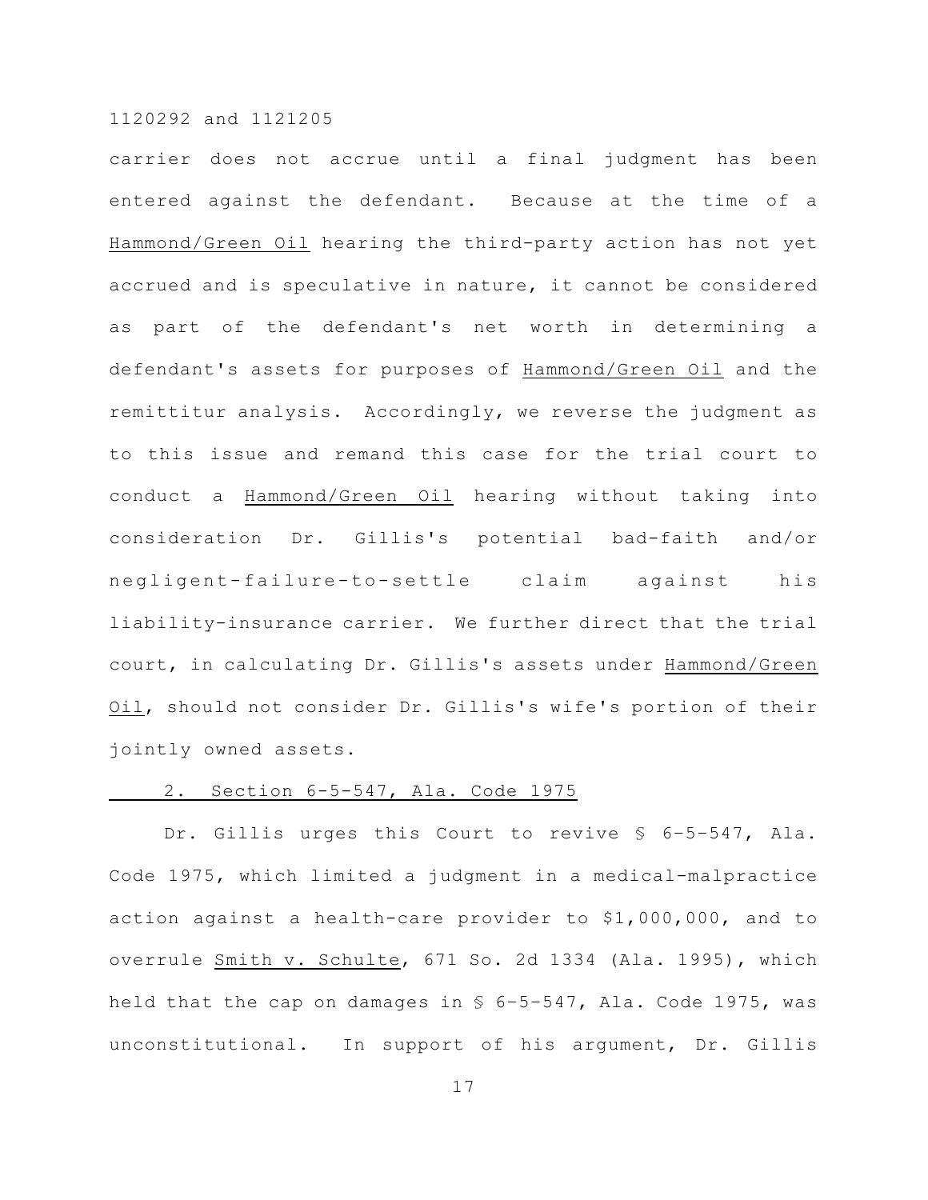carrier does not accrue until a final judgment has been entered against the defendant. Because at the time of a Hammond/Green Oil hearing the third-party action has not yet accrued and is speculative in nature, it cannot be considered as part of the defendant's net worth in determining a defendant's assets for purposes of Hammond/Green Oil and the remittitur analysis. Accordingly, we reverse the judgment as to this issue and remand this case for the trial court to conduct a Hammond/Green Oil hearing without taking into consideration Dr. Gillis's potential bad-faith and/or negligent-failure-to-settle claim against his liability-insurance carrier. We further direct that the trial court, in calculating Dr. Gillis's assets under Hammond/Green Oil, should not consider Dr. Gillis's wife's portion of their jointly owned assets.

2. Section 6-5-547, Ala. Code 1975

Dr. Gillis urges this Court to revive § 6-5-547, Ala. Code 1975, which limited a judgment in a medical-malpractice action against a health-care provider to $1,000,000, and to overrule Smith v. Schulte, 671 So. 2d 1334 (Ala. 1995), which held that the cap on damages in § 6-5-547, Ala. Code 1975, was unconstitutional. In support of his argument, Dr. Gillis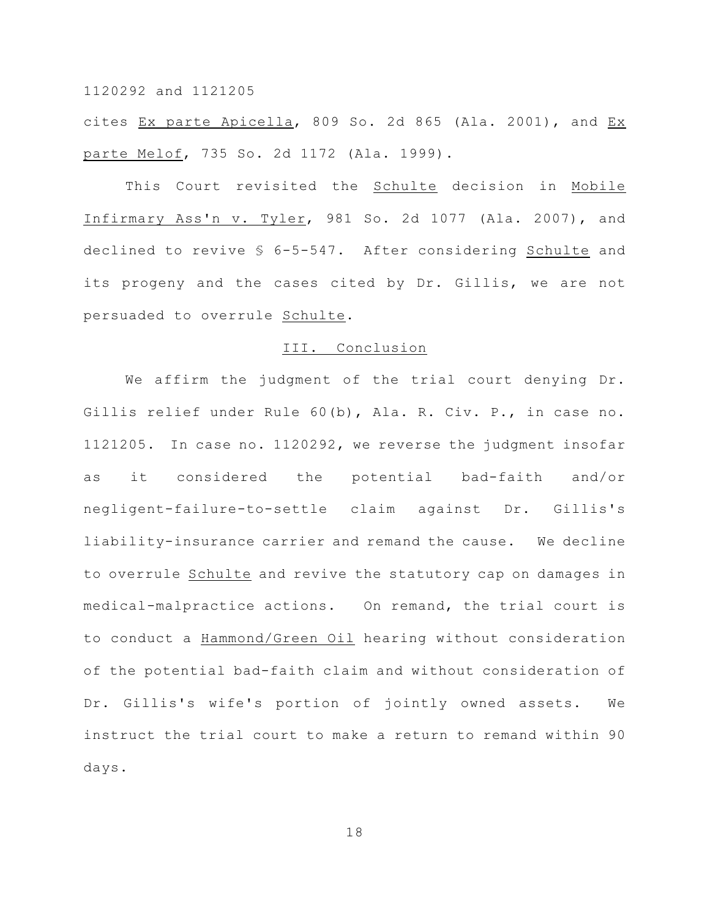cites _Ex parte Apicella_, 809 So. 2d 865 (Ala. 2001), and _Ex parte Melof_, 735 So. 2d 1172 (Ala. 1999).

This Court revisited the _Schulte_ decision in _Mobile Infirmary Ass'n v. Tyler_, 981 So. 2d 1077 (Ala. 2007), and declined to revive § 6-5-547. After considering _Schulte_ and its progeny and the cases cited by Dr. Gillis, we are not persuaded to overrule _Schulte_.

## III. Conclusion

We affirm the judgment of the trial court denying Dr. Gillis relief under Rule 60(b), Ala. R. Civ. P., in case no. 1121205. In case no. 1120292, we reverse the judgment insofar as it considered the potential bad-faith and/or negligent-failure-to-settle claim against Dr. Gillis's liability-insurance carrier and remand the cause. We decline to overrule _Schulte_ and revive the statutory cap on damages in medical-malpractice actions. On remand, the trial court is to conduct a _Hammond/Green Oil_ hearing without consideration of the potential bad-faith claim and without consideration of Dr. Gillis's wife's portion of jointly owned assets. We instruct the trial court to make a return to remand within 90 days.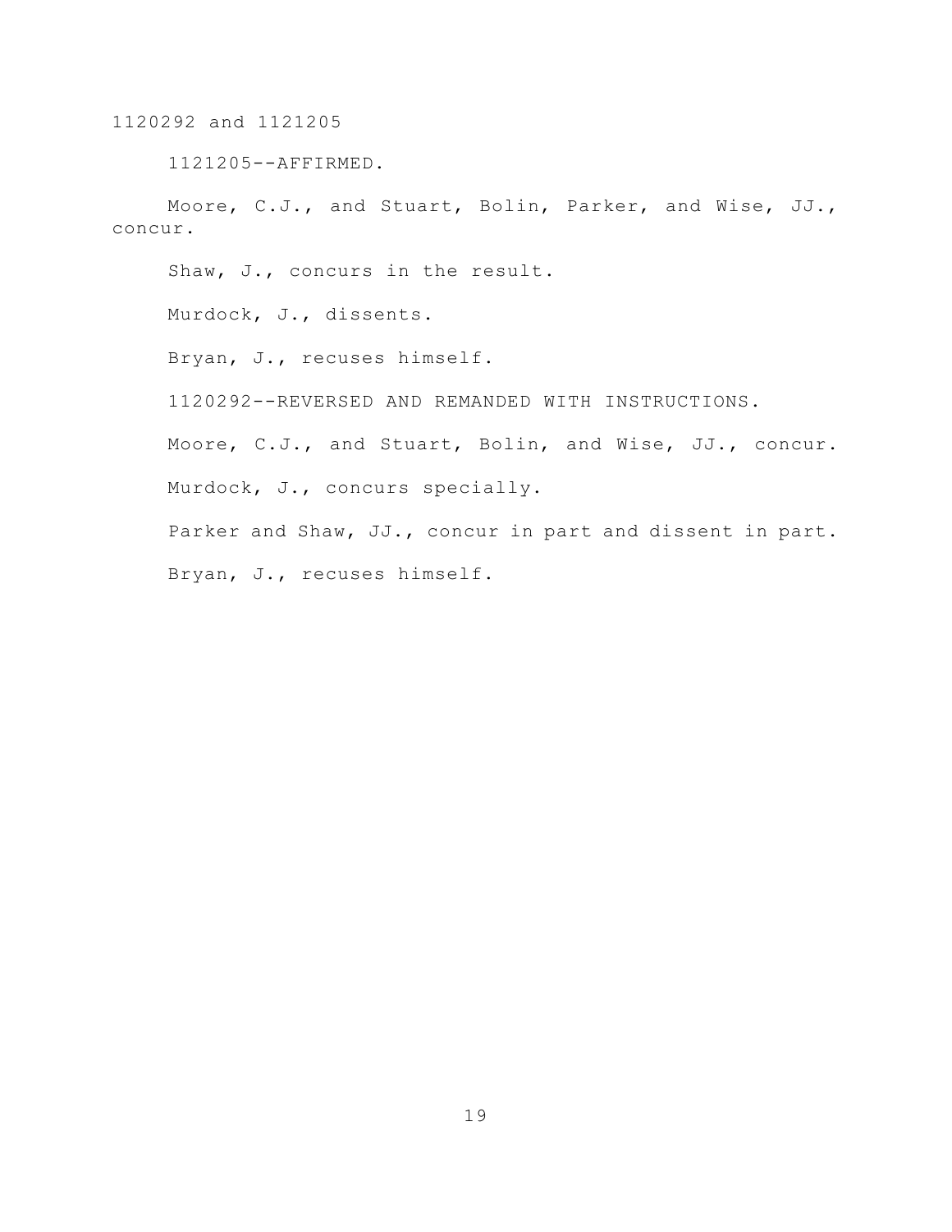1121205--AFFIRMED.

Moore, C.J., and Stuart, Bolin, Parker, and Wise, JJ., concur.

Shaw, J., concurs in the result.

Murdock, J., dissents.

Bryan, J., recuses himself.

1120292--REVERSED AND REMANDED WITH INSTRUCTIONS.

Moore, C.J., and Stuart, Bolin, and Wise, JJ., concur.

Murdock, J., concurs specially.

Parker and Shaw, JJ., concur in part and dissent in part.

Bryan, J., recuses himself.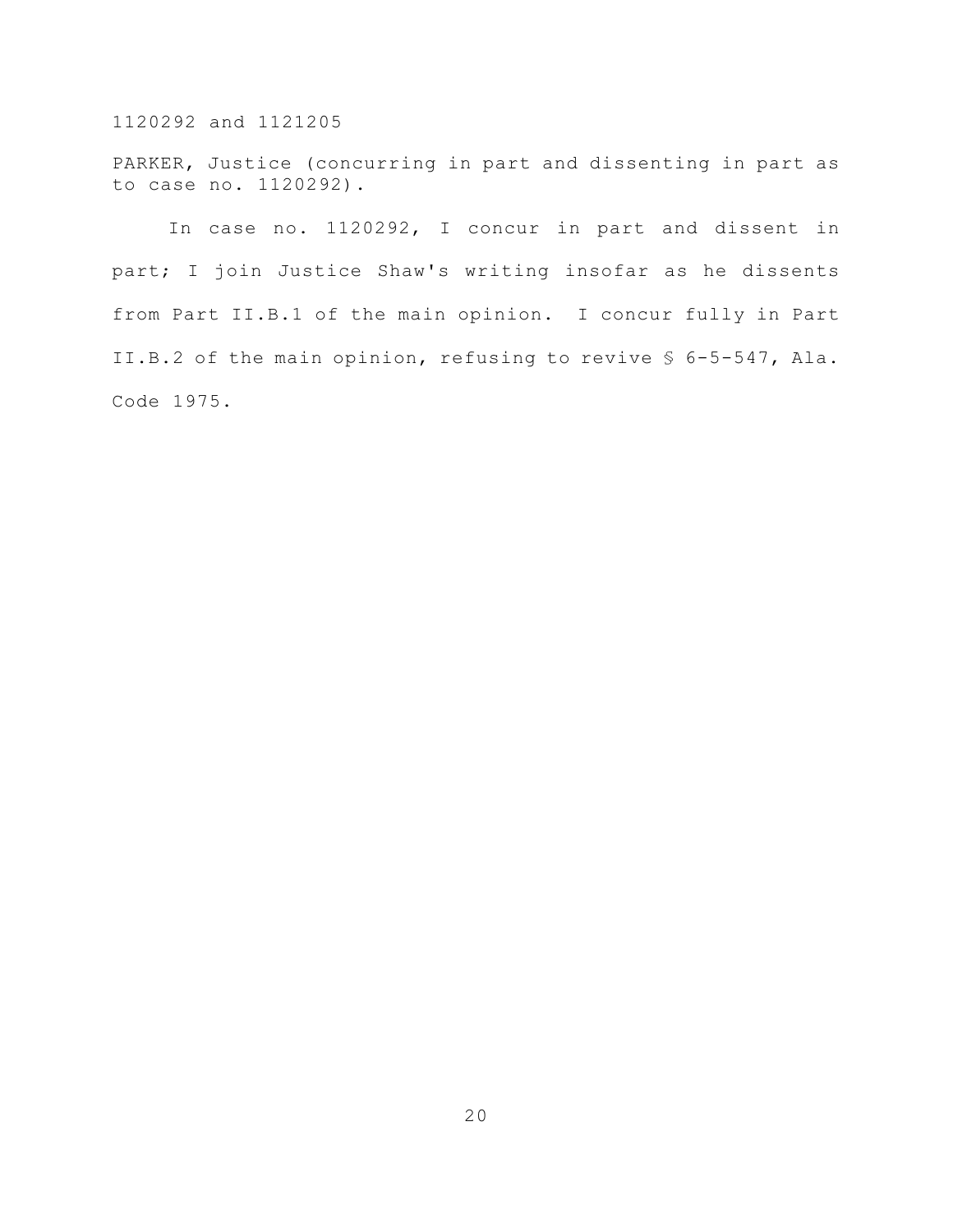PARKER, Justice (concurring in part and dissenting in part as to case no. 1120292).

In case no. 1120292, I concur in part and dissent in part; I join Justice Shaw's writing insofar as he dissents from Part II.B.1 of the main opinion. I concur fully in Part II.B.2 of the main opinion, refusing to revive § 6-5-547, Ala. Code 1975.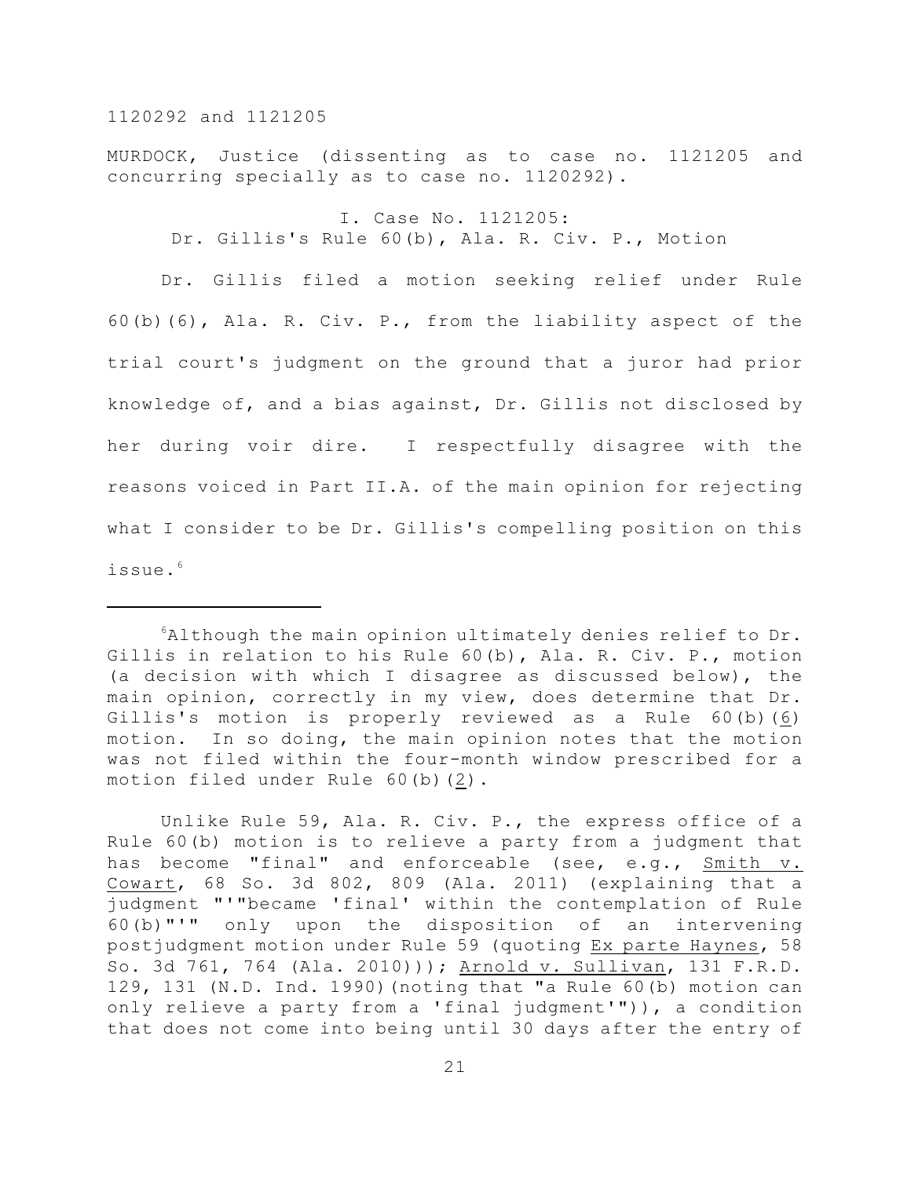MURDOCK, Justice (dissenting as to case no. 1121205 and concurring specially as to case no. 1120292).

I. Case No. 1121205:
Dr. Gillis's Rule 60(b), Ala. R. Civ. P., Motion

Dr. Gillis filed a motion seeking relief under Rule 60(b)(6), Ala. R. Civ. P., from the liability aspect of the trial court's judgment on the ground that a juror had prior knowledge of, and a bias against, Dr. Gillis not disclosed by her during voir dire. I respectfully disagree with the reasons voiced in Part II.A. of the main opinion for rejecting what I consider to be Dr. Gillis's compelling position on this issue.[6]

---

[6]Although the main opinion ultimately denies relief to Dr. Gillis in relation to his Rule 60(b), Ala. R. Civ. P., motion (a decision with which I disagree as discussed below), the main opinion, correctly in my view, does determine that Dr. Gillis's motion is properly reviewed as a Rule 60(b)(6) motion. In so doing, the main opinion notes that the motion was not filed within the four-month window prescribed for a motion filed under Rule 60(b)(2).

Unlike Rule 59, Ala. R. Civ. P., the express office of a Rule 60(b) motion is to relieve a party from a judgment that has become "final" and enforceable (see, e.g., Smith v. Cowart, 68 So. 3d 802, 809 (Ala. 2011) (explaining that a judgment "'"became 'final' within the contemplation of Rule 60(b)"'" only upon the disposition of an intervening postjudgment motion under Rule 59 (quoting Ex parte Haynes, 58 So. 3d 761, 764 (Ala. 2010))); Arnold v. Sullivan, 131 F.R.D. 129, 131 (N.D. Ind. 1990)(noting that "a Rule 60(b) motion can only relieve a party from a 'final judgment'")), a condition that does not come into being until 30 days after the entry of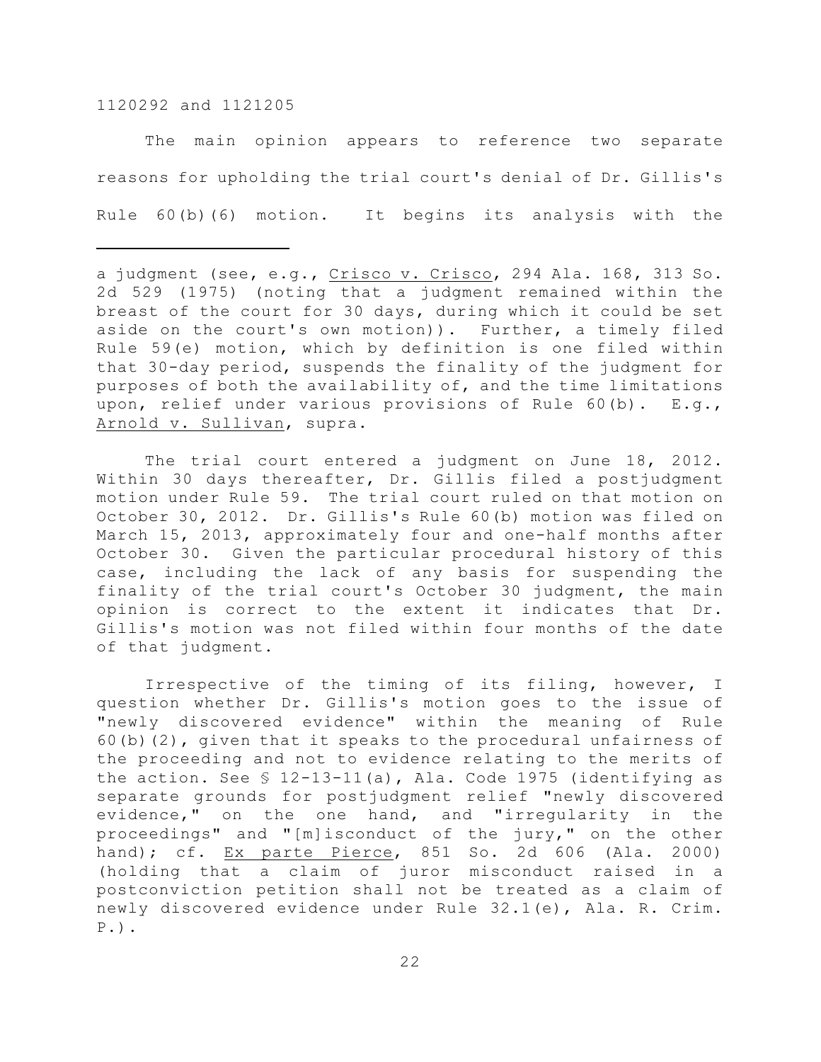The main opinion appears to reference two separate reasons for upholding the trial court's denial of Dr. Gillis's Rule 60(b)(6) motion. It begins its analysis with the

---

a judgment (see, e.g., Crisco v. Crisco, 294 Ala. 168, 313 So. 2d 529 (1975) (noting that a judgment remained within the breast of the court for 30 days, during which it could be set aside on the court's own motion)). Further, a timely filed Rule 59(e) motion, which by definition is one filed within that 30-day period, suspends the finality of the judgment for purposes of both the availability of, and the time limitations upon, relief under various provisions of Rule 60(b). E.g., Arnold v. Sullivan, supra.

The trial court entered a judgment on June 18, 2012. Within 30 days thereafter, Dr. Gillis filed a postjudgment motion under Rule 59. The trial court ruled on that motion on October 30, 2012. Dr. Gillis's Rule 60(b) motion was filed on March 15, 2013, approximately four and one-half months after October 30. Given the particular procedural history of this case, including the lack of any basis for suspending the finality of the trial court's October 30 judgment, the main opinion is correct to the extent it indicates that Dr. Gillis's motion was not filed within four months of the date of that judgment.

Irrespective of the timing of its filing, however, I question whether Dr. Gillis's motion goes to the issue of "newly discovered evidence" within the meaning of Rule 60(b)(2), given that it speaks to the procedural unfairness of the proceeding and not to evidence relating to the merits of the action. See § 12-13-11(a), Ala. Code 1975 (identifying as separate grounds for postjudgment relief "newly discovered evidence," on the one hand, and "irregularity in the proceedings" and "[m]isconduct of the jury," on the other hand); cf. Ex parte Pierce, 851 So. 2d 606 (Ala. 2000) (holding that a claim of juror misconduct raised in a postconviction petition shall not be treated as a claim of newly discovered evidence under Rule 32.1(e), Ala. R. Crim. P.).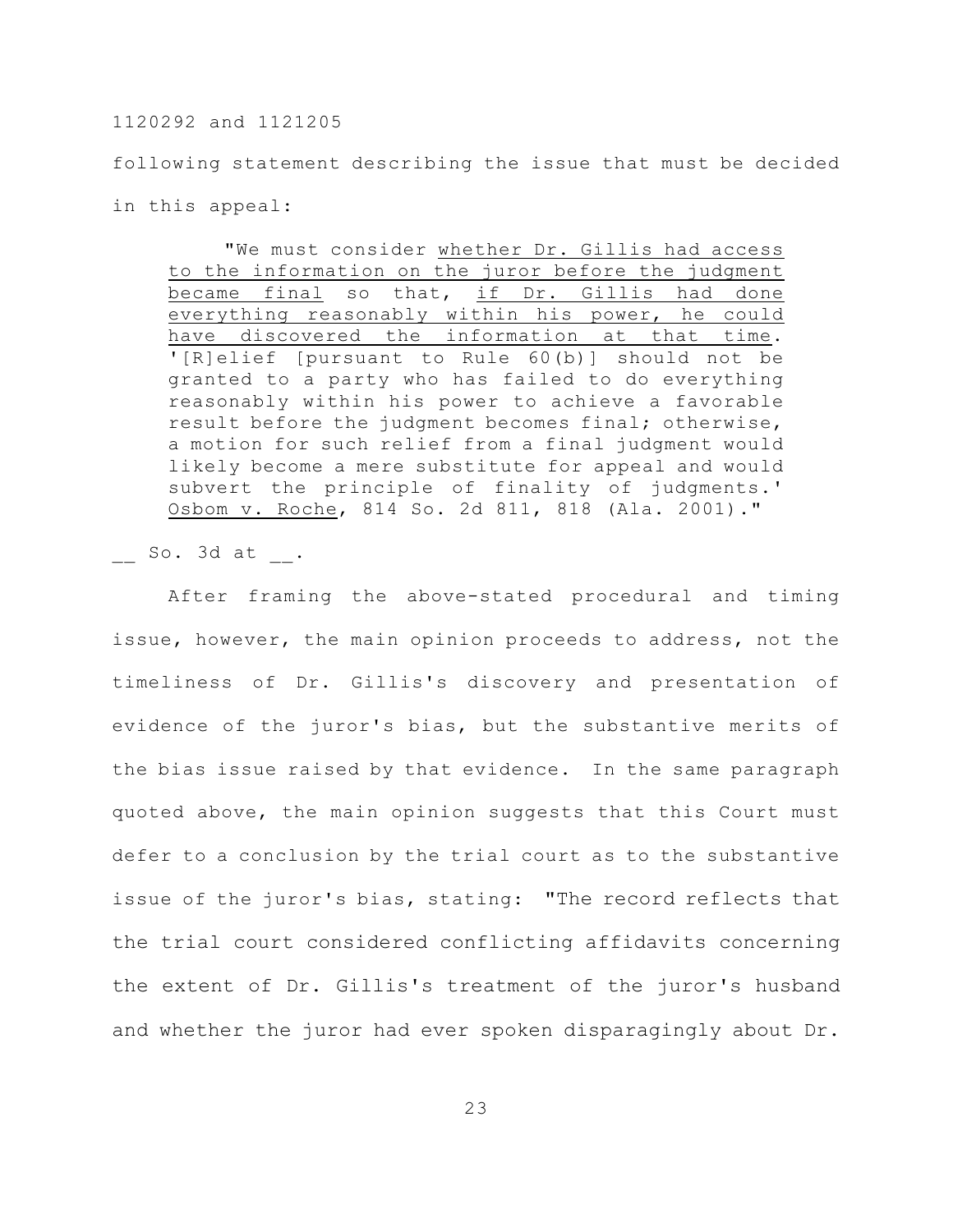following statement describing the issue that must be decided in this appeal:

> "We must consider whether Dr. Gillis had access to the information on the juror before the judgment became final so that, if Dr. Gillis had done everything reasonably within his power, he could have discovered the information at that time. '[R]elief [pursuant to Rule 60(b)] should not be granted to a party who has failed to do everything reasonably within his power to achieve a favorable result before the judgment becomes final; otherwise, a motion for such relief from a final judgment would likely become a mere substitute for appeal and would subvert the principle of finality of judgments.' Osbom v. Roche, 814 So. 2d 811, 818 (Ala. 2001)."

__ So. 3d at __.

After framing the above-stated procedural and timing issue, however, the main opinion proceeds to address, not the timeliness of Dr. Gillis's discovery and presentation of evidence of the juror's bias, but the substantive merits of the bias issue raised by that evidence. In the same paragraph quoted above, the main opinion suggests that this Court must defer to a conclusion by the trial court as to the substantive issue of the juror's bias, stating: "The record reflects that the trial court considered conflicting affidavits concerning the extent of Dr. Gillis's treatment of the juror's husband and whether the juror had ever spoken disparagingly about Dr.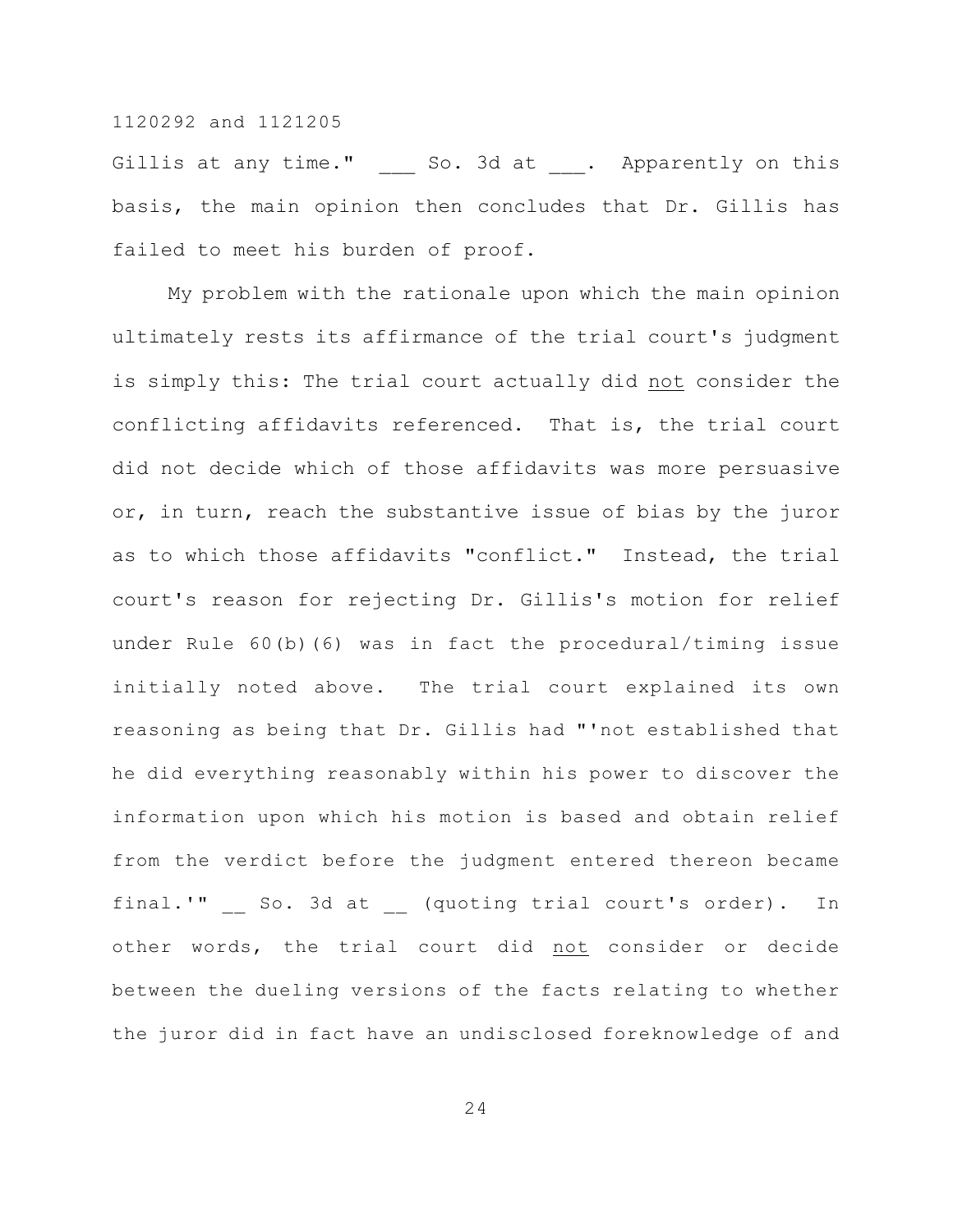Gillis at any time." ___ So. 3d at ___. Apparently on this basis, the main opinion then concludes that Dr. Gillis has failed to meet his burden of proof.

My problem with the rationale upon which the main opinion ultimately rests its affirmance of the trial court's judgment is simply this: The trial court actually did <u>not</u> consider the conflicting affidavits referenced. That is, the trial court did not decide which of those affidavits was more persuasive or, in turn, reach the substantive issue of bias by the juror as to which those affidavits "conflict." Instead, the trial court's reason for rejecting Dr. Gillis's motion for relief under Rule 60(b)(6) was in fact the procedural/timing issue initially noted above. The trial court explained its own reasoning as being that Dr. Gillis had "'not established that he did everything reasonably within his power to discover the information upon which his motion is based and obtain relief from the verdict before the judgment entered thereon became final.'" __ So. 3d at __ (quoting trial court's order). In other words, the trial court did <u>not</u> consider or decide between the dueling versions of the facts relating to whether the juror did in fact have an undisclosed foreknowledge of and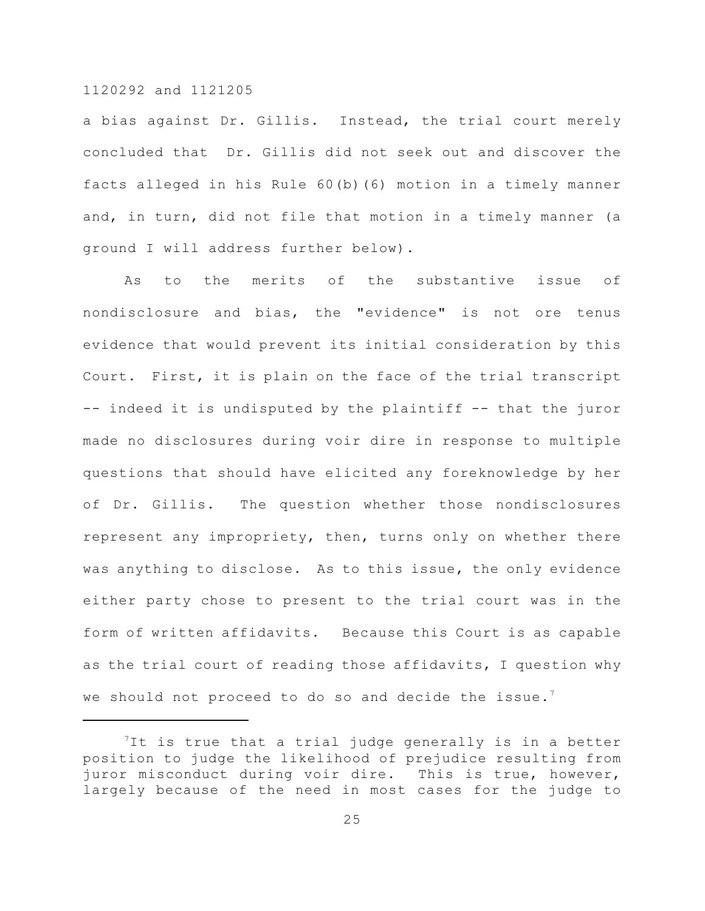a bias against Dr. Gillis. Instead, the trial court merely concluded that Dr. Gillis did not seek out and discover the facts alleged in his Rule 60(b)(6) motion in a timely manner and, in turn, did not file that motion in a timely manner (a ground I will address further below).

As to the merits of the substantive issue of nondisclosure and bias, the "evidence" is not ore tenus evidence that would prevent its initial consideration by this Court. First, it is plain on the face of the trial transcript -- indeed it is undisputed by the plaintiff -- that the juror made no disclosures during voir dire in response to multiple questions that should have elicited any foreknowledge by her of Dr. Gillis. The question whether those nondisclosures represent any impropriety, then, turns only on whether there was anything to disclose. As to this issue, the only evidence either party chose to present to the trial court was in the form of written affidavits. Because this Court is as capable as the trial court of reading those affidavits, I question why we should not proceed to do so and decide the issue.[7]

---

[7]It is true that a trial judge generally is in a better position to judge the likelihood of prejudice resulting from juror misconduct during voir dire. This is true, however, largely because of the need in most cases for the judge to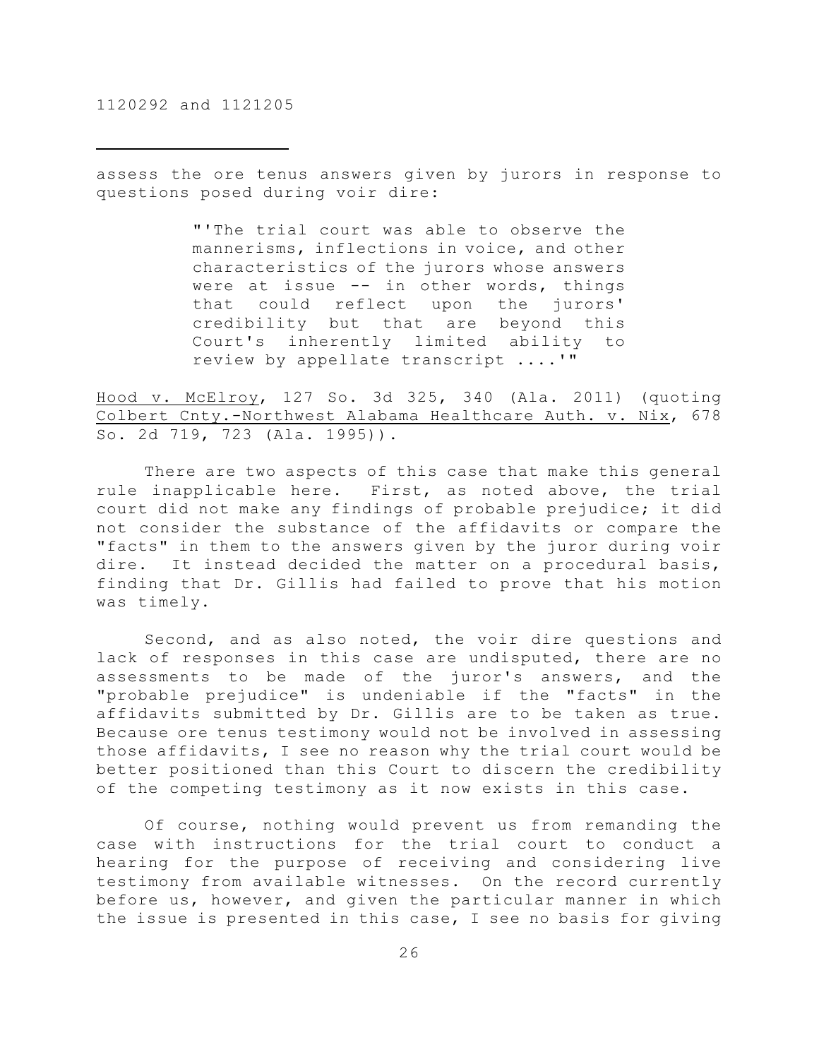assess the ore tenus answers given by jurors in response to questions posed during voir dire:

> "'The trial court was able to observe the mannerisms, inflections in voice, and other characteristics of the jurors whose answers were at issue -- in other words, things that could reflect upon the jurors' credibility but that are beyond this Court's inherently limited ability to review by appellate transcript ....'"

Hood v. McElroy, 127 So. 3d 325, 340 (Ala. 2011) (quoting Colbert Cnty.-Northwest Alabama Healthcare Auth. v. Nix, 678 So. 2d 719, 723 (Ala. 1995)).

There are two aspects of this case that make this general rule inapplicable here. First, as noted above, the trial court did not make any findings of probable prejudice; it did not consider the substance of the affidavits or compare the "facts" in them to the answers given by the juror during voir dire. It instead decided the matter on a procedural basis, finding that Dr. Gillis had failed to prove that his motion was timely.

Second, and as also noted, the voir dire questions and lack of responses in this case are undisputed, there are no assessments to be made of the juror's answers, and the "probable prejudice" is undeniable if the "facts" in the affidavits submitted by Dr. Gillis are to be taken as true. Because ore tenus testimony would not be involved in assessing those affidavits, I see no reason why the trial court would be better positioned than this Court to discern the credibility of the competing testimony as it now exists in this case.

Of course, nothing would prevent us from remanding the case with instructions for the trial court to conduct a hearing for the purpose of receiving and considering live testimony from available witnesses. On the record currently before us, however, and given the particular manner in which the issue is presented in this case, I see no basis for giving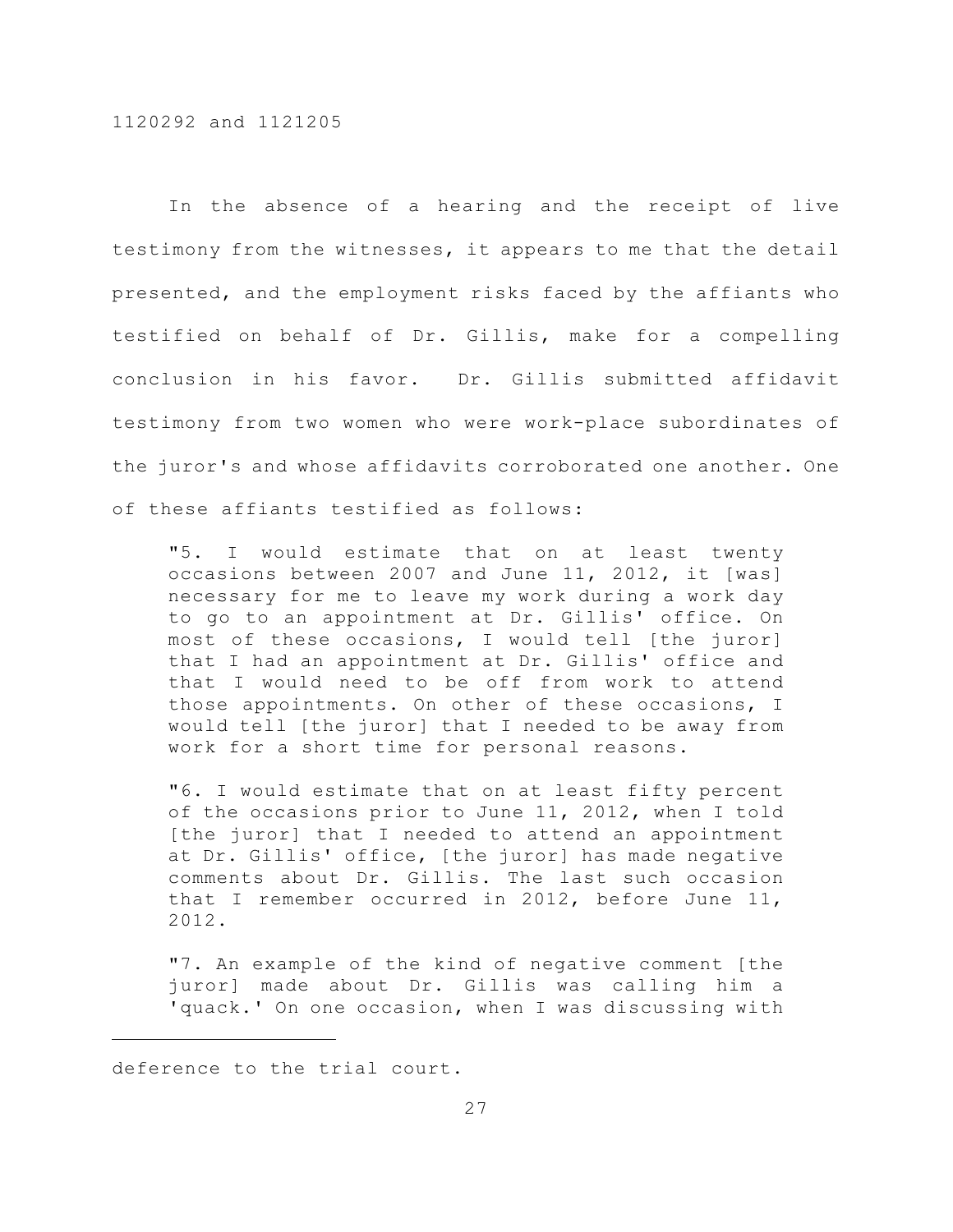In the absence of a hearing and the receipt of live testimony from the witnesses, it appears to me that the detail presented, and the employment risks faced by the affiants who testified on behalf of Dr. Gillis, make for a compelling conclusion in his favor. Dr. Gillis submitted affidavit testimony from two women who were work-place subordinates of the juror's and whose affidavits corroborated one another. One of these affiants testified as follows:

> "5. I would estimate that on at least twenty occasions between 2007 and June 11, 2012, it [was] necessary for me to leave my work during a work day to go to an appointment at Dr. Gillis' office. On most of these occasions, I would tell [the juror] that I had an appointment at Dr. Gillis' office and that I would need to be off from work to attend those appointments. On other of these occasions, I would tell [the juror] that I needed to be away from work for a short time for personal reasons.
>
> "6. I would estimate that on at least fifty percent of the occasions prior to June 11, 2012, when I told [the juror] that I needed to attend an appointment at Dr. Gillis' office, [the juror] has made negative comments about Dr. Gillis. The last such occasion that I remember occurred in 2012, before June 11, 2012.
>
> "7. An example of the kind of negative comment [the juror] made about Dr. Gillis was calling him a 'quack.' On one occasion, when I was discussing with

---

deference to the trial court.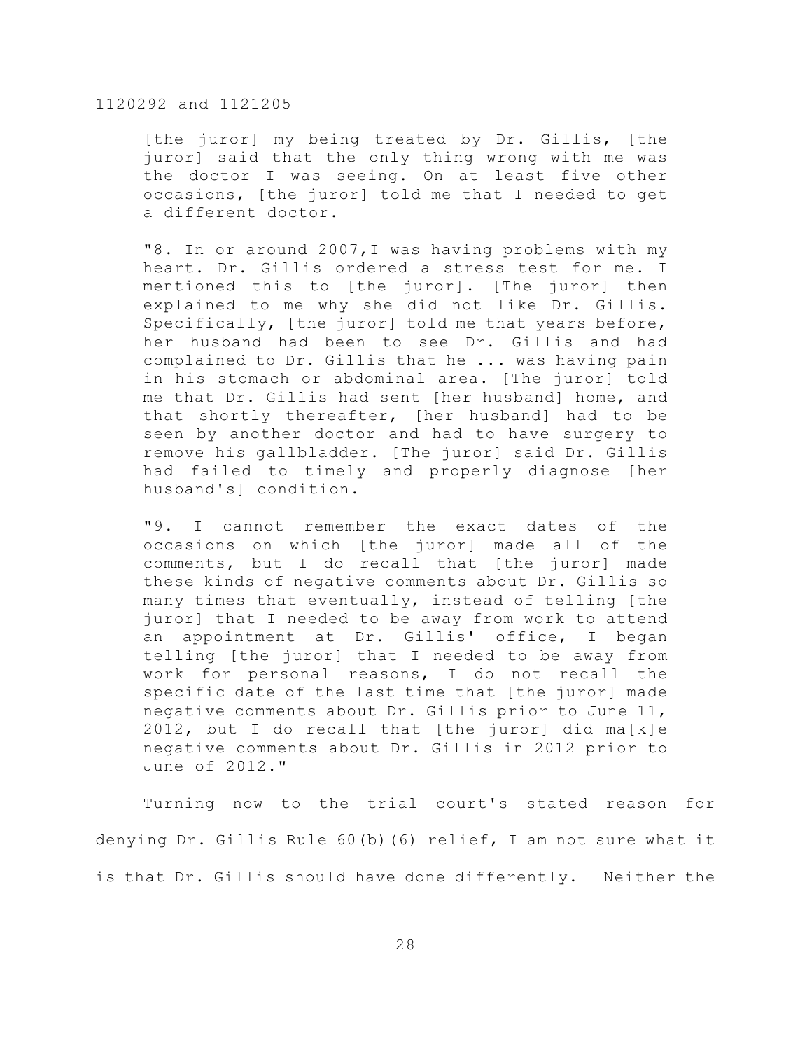[the juror] my being treated by Dr. Gillis, [the juror] said that the only thing wrong with me was the doctor I was seeing. On at least five other occasions, [the juror] told me that I needed to get a different doctor.

"8. In or around 2007,I was having problems with my heart. Dr. Gillis ordered a stress test for me. I mentioned this to [the juror]. [The juror] then explained to me why she did not like Dr. Gillis. Specifically, [the juror] told me that years before, her husband had been to see Dr. Gillis and had complained to Dr. Gillis that he ... was having pain in his stomach or abdominal area. [The juror] told me that Dr. Gillis had sent [her husband] home, and that shortly thereafter, [her husband] had to be seen by another doctor and had to have surgery to remove his gallbladder. [The juror] said Dr. Gillis had failed to timely and properly diagnose [her husband's] condition.

"9. I cannot remember the exact dates of the occasions on which [the juror] made all of the comments, but I do recall that [the juror] made these kinds of negative comments about Dr. Gillis so many times that eventually, instead of telling [the juror] that I needed to be away from work to attend an appointment at Dr. Gillis' office, I began telling [the juror] that I needed to be away from work for personal reasons, I do not recall the specific date of the last time that [the juror] made negative comments about Dr. Gillis prior to June 11, 2012, but I do recall that [the juror] did ma[k]e negative comments about Dr. Gillis in 2012 prior to June of 2012."

Turning now to the trial court's stated reason for denying Dr. Gillis Rule 60(b)(6) relief, I am not sure what it is that Dr. Gillis should have done differently. Neither the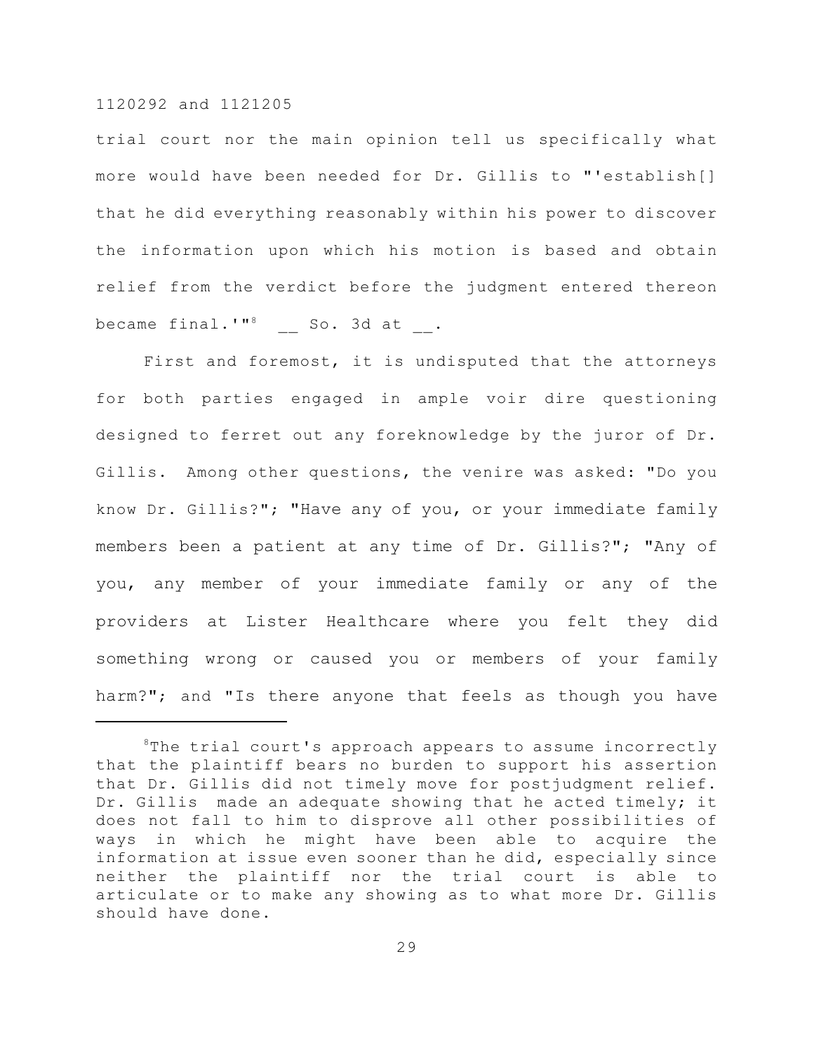trial court nor the main opinion tell us specifically what more would have been needed for Dr. Gillis to "'establish[] that he did everything reasonably within his power to discover the information upon which his motion is based and obtain relief from the verdict before the judgment entered thereon became final.'"[8] __ So. 3d at __.

First and foremost, it is undisputed that the attorneys for both parties engaged in ample voir dire questioning designed to ferret out any foreknowledge by the juror of Dr. Gillis. Among other questions, the venire was asked: "Do you know Dr. Gillis?"; "Have any of you, or your immediate family members been a patient at any time of Dr. Gillis?"; "Any of you, any member of your immediate family or any of the providers at Lister Healthcare where you felt they did something wrong or caused you or members of your family harm?"; and "Is there anyone that feels as though you have

---

[8]The trial court's approach appears to assume incorrectly that the plaintiff bears no burden to support his assertion that Dr. Gillis did not timely move for postjudgment relief. Dr. Gillis made an adequate showing that he acted timely; it does not fall to him to disprove all other possibilities of ways in which he might have been able to acquire the information at issue even sooner than he did, especially since neither the plaintiff nor the trial court is able to articulate or to make any showing as to what more Dr. Gillis should have done.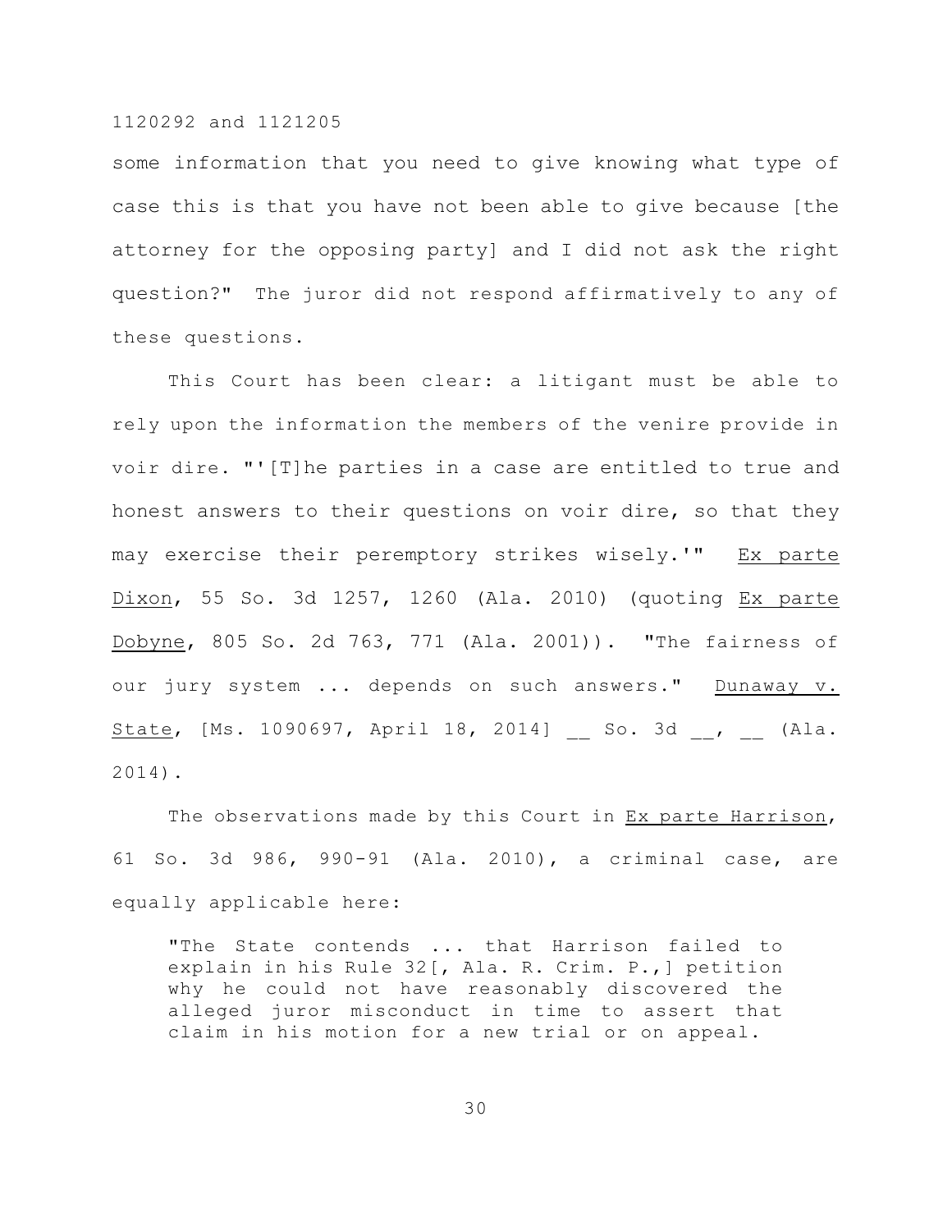some information that you need to give knowing what type of case this is that you have not been able to give because [the attorney for the opposing party] and I did not ask the right question?" The juror did not respond affirmatively to any of these questions.

This Court has been clear: a litigant must be able to rely upon the information the members of the venire provide in voir dire. "'[T]he parties in a case are entitled to true and honest answers to their questions on voir dire, so that they may exercise their peremptory strikes wisely.'" Ex parte Dixon, 55 So. 3d 1257, 1260 (Ala. 2010) (quoting Ex parte Dobyne, 805 So. 2d 763, 771 (Ala. 2001)). "The fairness of our jury system ... depends on such answers." Dunaway v. State, [Ms. 1090697, April 18, 2014] __ So. 3d __, __ (Ala. 2014).

The observations made by this Court in Ex parte Harrison, 61 So. 3d 986, 990-91 (Ala. 2010), a criminal case, are equally applicable here:

> "The State contends ... that Harrison failed to explain in his Rule 32[, Ala. R. Crim. P.,] petition why he could not have reasonably discovered the alleged juror misconduct in time to assert that claim in his motion for a new trial or on appeal.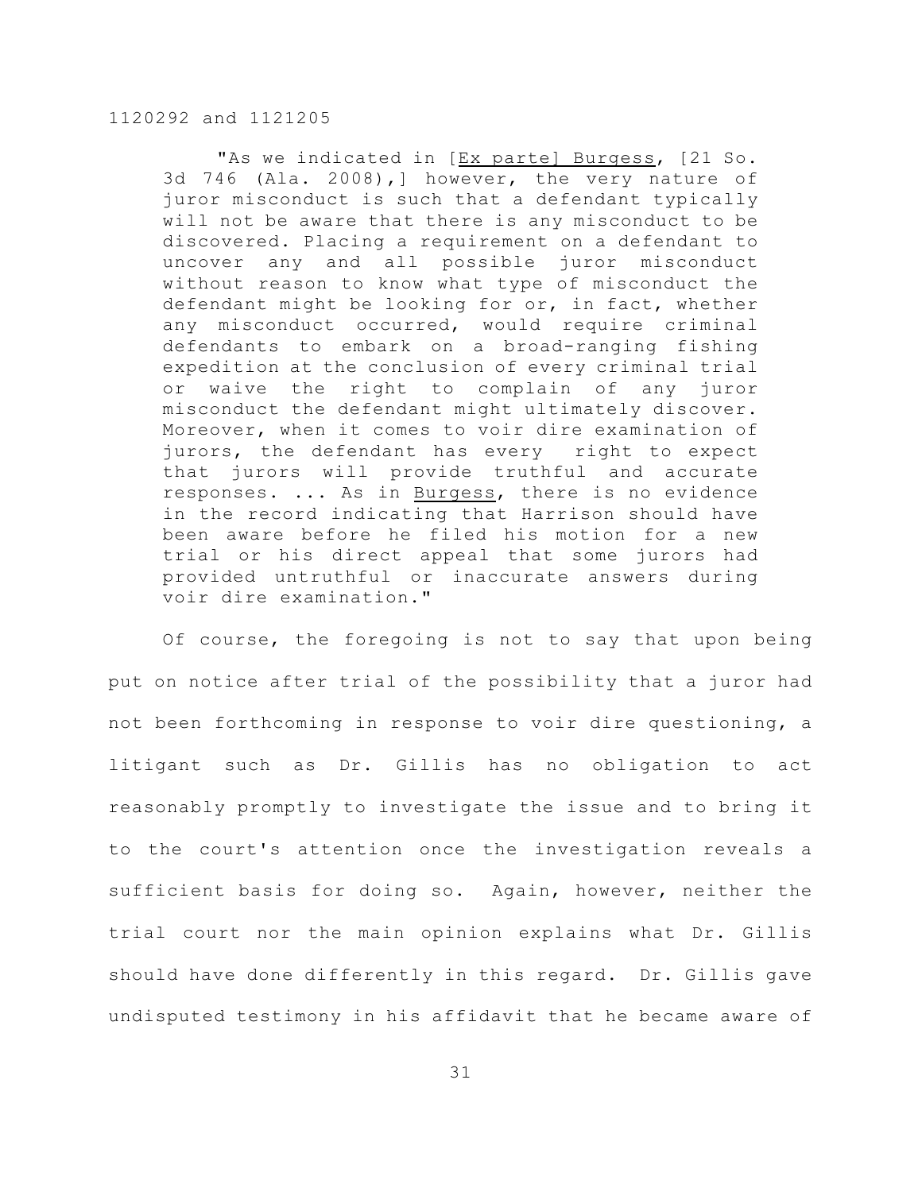> "As we indicated in [Ex parte] Burgess, [21 So. 3d 746 (Ala. 2008),] however, the very nature of juror misconduct is such that a defendant typically will not be aware that there is any misconduct to be discovered. Placing a requirement on a defendant to uncover any and all possible juror misconduct without reason to know what type of misconduct the defendant might be looking for or, in fact, whether any misconduct occurred, would require criminal defendants to embark on a broad-ranging fishing expedition at the conclusion of every criminal trial or waive the right to complain of any juror misconduct the defendant might ultimately discover. Moreover, when it comes to voir dire examination of jurors, the defendant has every right to expect that jurors will provide truthful and accurate responses. ... As in Burgess, there is no evidence in the record indicating that Harrison should have been aware before he filed his motion for a new trial or his direct appeal that some jurors had provided untruthful or inaccurate answers during voir dire examination."

Of course, the foregoing is not to say that upon being put on notice after trial of the possibility that a juror had not been forthcoming in response to voir dire questioning, a litigant such as Dr. Gillis has no obligation to act reasonably promptly to investigate the issue and to bring it to the court's attention once the investigation reveals a sufficient basis for doing so. Again, however, neither the trial court nor the main opinion explains what Dr. Gillis should have done differently in this regard. Dr. Gillis gave undisputed testimony in his affidavit that he became aware of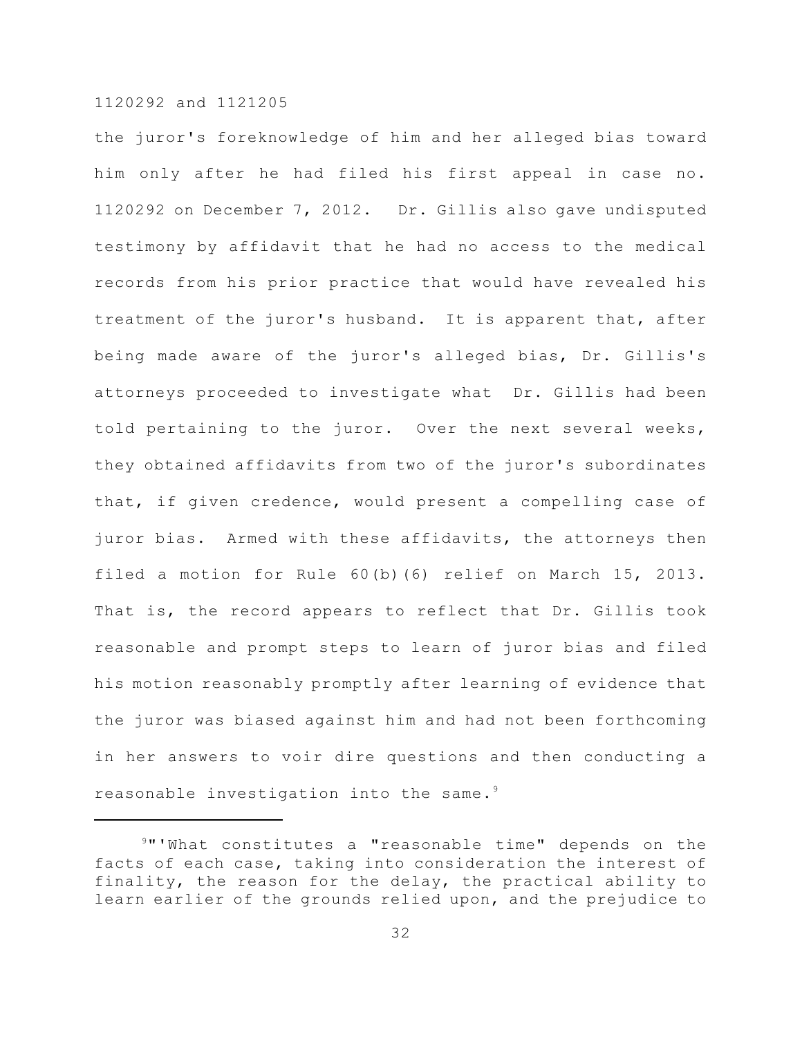the juror's foreknowledge of him and her alleged bias toward him only after he had filed his first appeal in case no. 1120292 on December 7, 2012. Dr. Gillis also gave undisputed testimony by affidavit that he had no access to the medical records from his prior practice that would have revealed his treatment of the juror's husband. It is apparent that, after being made aware of the juror's alleged bias, Dr. Gillis's attorneys proceeded to investigate what Dr. Gillis had been told pertaining to the juror. Over the next several weeks, they obtained affidavits from two of the juror's subordinates that, if given credence, would present a compelling case of juror bias. Armed with these affidavits, the attorneys then filed a motion for Rule 60(b)(6) relief on March 15, 2013. That is, the record appears to reflect that Dr. Gillis took reasonable and prompt steps to learn of juror bias and filed his motion reasonably promptly after learning of evidence that the juror was biased against him and had not been forthcoming in her answers to voir dire questions and then conducting a reasonable investigation into the same.[9]

---

[9]"'What constitutes a "reasonable time" depends on the facts of each case, taking into consideration the interest of finality, the reason for the delay, the practical ability to learn earlier of the grounds relied upon, and the prejudice to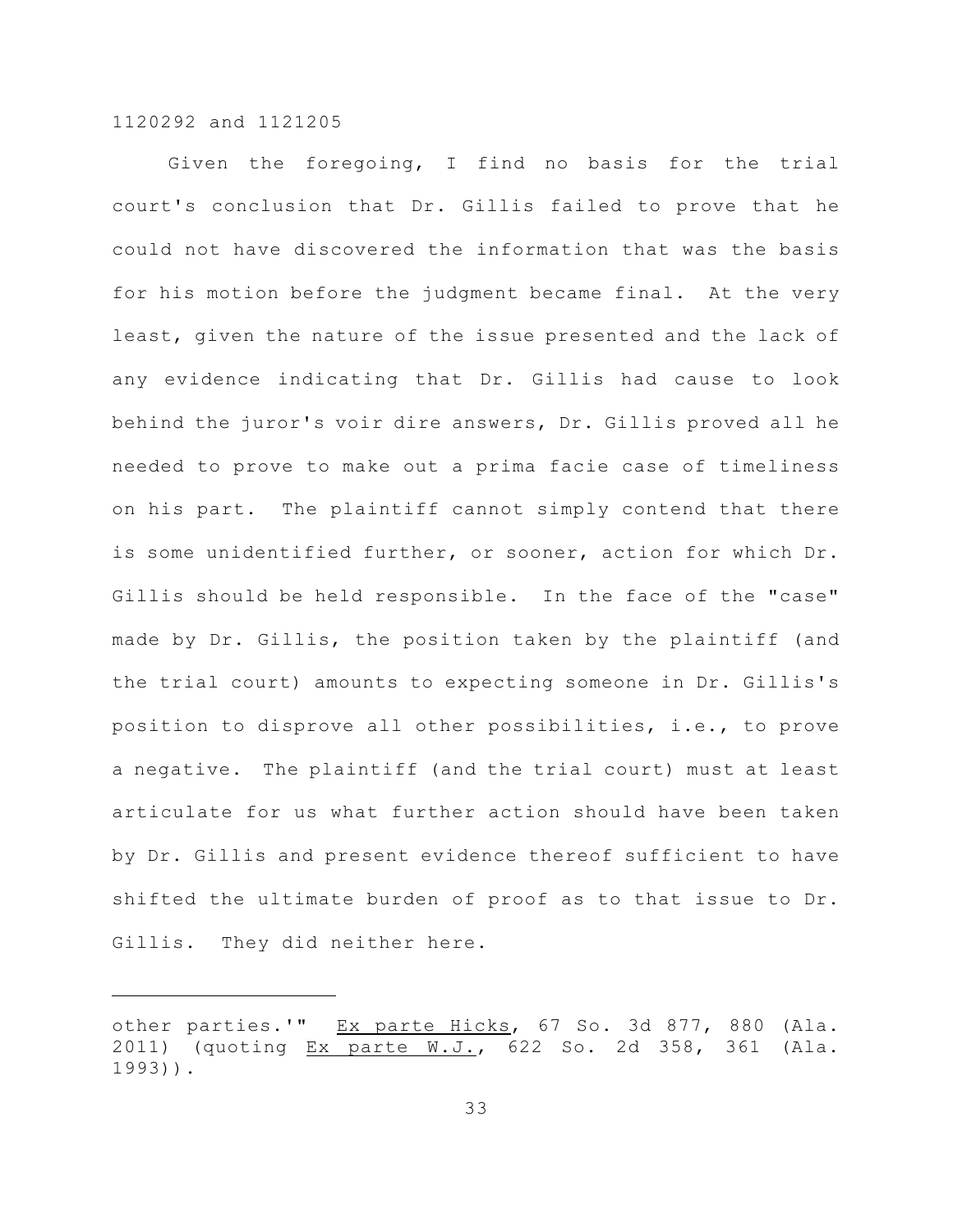Given the foregoing, I find no basis for the trial court's conclusion that Dr. Gillis failed to prove that he could not have discovered the information that was the basis for his motion before the judgment became final. At the very least, given the nature of the issue presented and the lack of any evidence indicating that Dr. Gillis had cause to look behind the juror's voir dire answers, Dr. Gillis proved all he needed to prove to make out a prima facie case of timeliness on his part. The plaintiff cannot simply contend that there is some unidentified further, or sooner, action for which Dr. Gillis should be held responsible. In the face of the "case" made by Dr. Gillis, the position taken by the plaintiff (and the trial court) amounts to expecting someone in Dr. Gillis's position to disprove all other possibilities, i.e., to prove a negative. The plaintiff (and the trial court) must at least articulate for us what further action should have been taken by Dr. Gillis and present evidence thereof sufficient to have shifted the ultimate burden of proof as to that issue to Dr. Gillis. They did neither here.

---

other parties.'" Ex parte Hicks, 67 So. 3d 877, 880 (Ala. 2011) (quoting Ex parte W.J., 622 So. 2d 358, 361 (Ala. 1993)).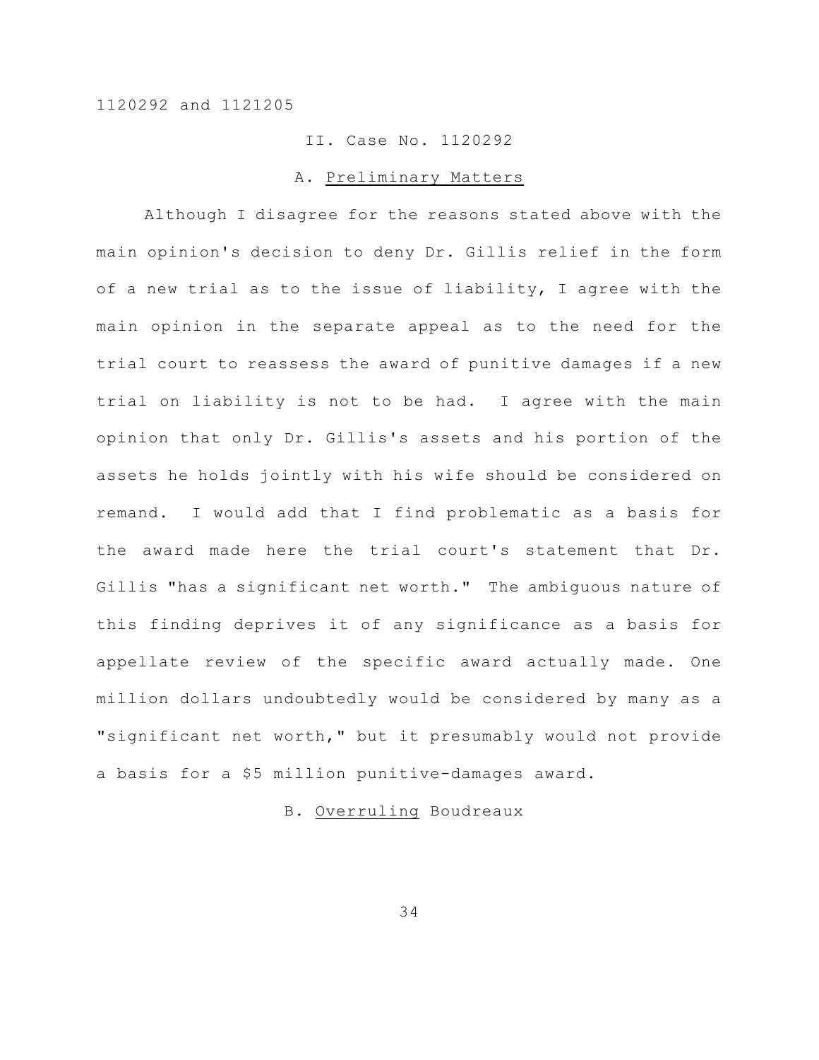## II. Case No. 1120292

### A. Preliminary Matters

Although I disagree for the reasons stated above with the main opinion's decision to deny Dr. Gillis relief in the form of a new trial as to the issue of liability, I agree with the main opinion in the separate appeal as to the need for the trial court to reassess the award of punitive damages if a new trial on liability is not to be had. I agree with the main opinion that only Dr. Gillis's assets and his portion of the assets he holds jointly with his wife should be considered on remand. I would add that I find problematic as a basis for the award made here the trial court's statement that Dr. Gillis "has a significant net worth." The ambiguous nature of this finding deprives it of any significance as a basis for appellate review of the specific award actually made. One million dollars undoubtedly would be considered by many as a "significant net worth," but it presumably would not provide a basis for a $5 million punitive-damages award.

### B. Overruling Boudreaux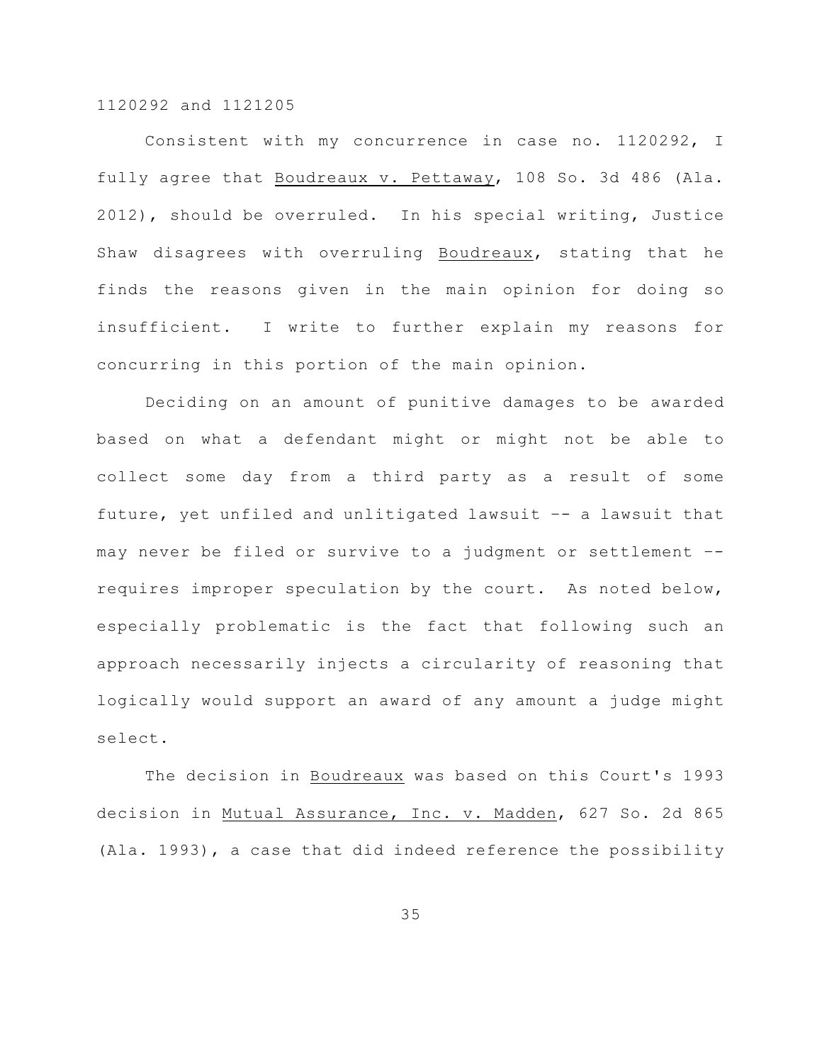Consistent with my concurrence in case no. 1120292, I fully agree that Boudreaux v. Pettaway, 108 So. 3d 486 (Ala. 2012), should be overruled. In his special writing, Justice Shaw disagrees with overruling Boudreaux, stating that he finds the reasons given in the main opinion for doing so insufficient. I write to further explain my reasons for concurring in this portion of the main opinion.

Deciding on an amount of punitive damages to be awarded based on what a defendant might or might not be able to collect some day from a third party as a result of some future, yet unfiled and unlitigated lawsuit -- a lawsuit that may never be filed or survive to a judgment or settlement -- requires improper speculation by the court. As noted below, especially problematic is the fact that following such an approach necessarily injects a circularity of reasoning that logically would support an award of any amount a judge might select.

The decision in Boudreaux was based on this Court's 1993 decision in Mutual Assurance, Inc. v. Madden, 627 So. 2d 865 (Ala. 1993), a case that did indeed reference the possibility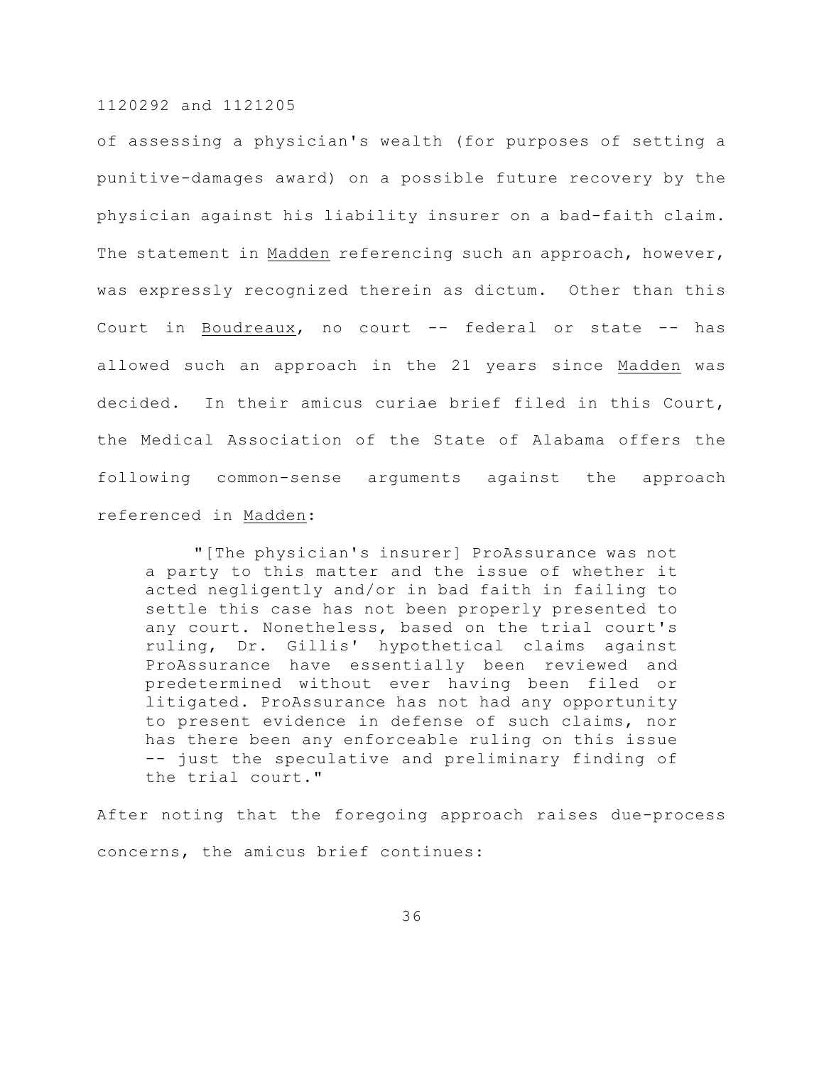of assessing a physician's wealth (for purposes of setting a punitive-damages award) on a possible future recovery by the physician against his liability insurer on a bad-faith claim. The statement in Madden referencing such an approach, however, was expressly recognized therein as dictum. Other than this Court in Boudreaux, no court -- federal or state -- has allowed such an approach in the 21 years since Madden was decided. In their amicus curiae brief filed in this Court, the Medical Association of the State of Alabama offers the following common-sense arguments against the approach referenced in Madden:

> "[The physician's insurer] ProAssurance was not a party to this matter and the issue of whether it acted negligently and/or in bad faith in failing to settle this case has not been properly presented to any court. Nonetheless, based on the trial court's ruling, Dr. Gillis' hypothetical claims against ProAssurance have essentially been reviewed and predetermined without ever having been filed or litigated. ProAssurance has not had any opportunity to present evidence in defense of such claims, nor has there been any enforceable ruling on this issue -- just the speculative and preliminary finding of the trial court."

After noting that the foregoing approach raises due-process concerns, the amicus brief continues: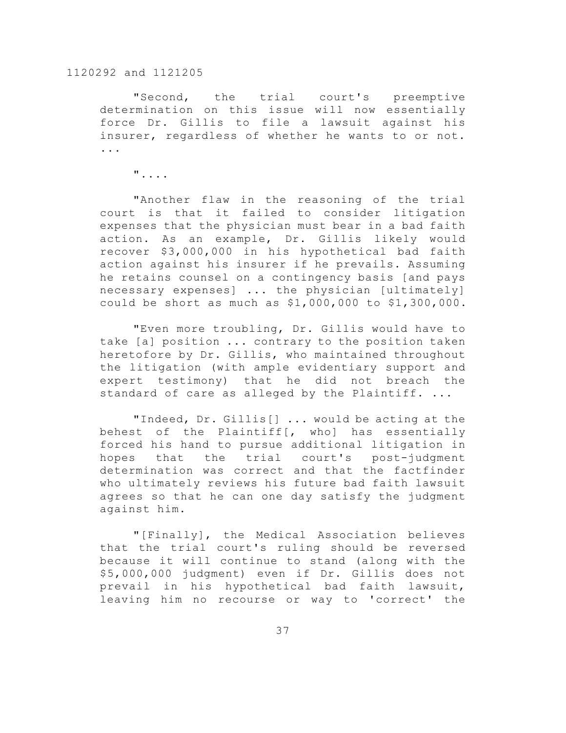"Second, the trial court's preemptive determination on this issue will now essentially force Dr. Gillis to file a lawsuit against his insurer, regardless of whether he wants to or not. ...

"....

"Another flaw in the reasoning of the trial court is that it failed to consider litigation expenses that the physician must bear in a bad faith action. As an example, Dr. Gillis likely would recover $3,000,000 in his hypothetical bad faith action against his insurer if he prevails. Assuming he retains counsel on a contingency basis [and pays necessary expenses] ... the physician [ultimately] could be short as much as $1,000,000 to $1,300,000.

"Even more troubling, Dr. Gillis would have to take [a] position ... contrary to the position taken heretofore by Dr. Gillis, who maintained throughout the litigation (with ample evidentiary support and expert testimony) that he did not breach the standard of care as alleged by the Plaintiff. ...

"Indeed, Dr. Gillis[] ... would be acting at the behest of the Plaintiff[, who] has essentially forced his hand to pursue additional litigation in hopes that the trial court's post-judgment determination was correct and that the factfinder who ultimately reviews his future bad faith lawsuit agrees so that he can one day satisfy the judgment against him.

"[Finally], the Medical Association believes that the trial court's ruling should be reversed because it will continue to stand (along with the $5,000,000 judgment) even if Dr. Gillis does not prevail in his hypothetical bad faith lawsuit, leaving him no recourse or way to 'correct' the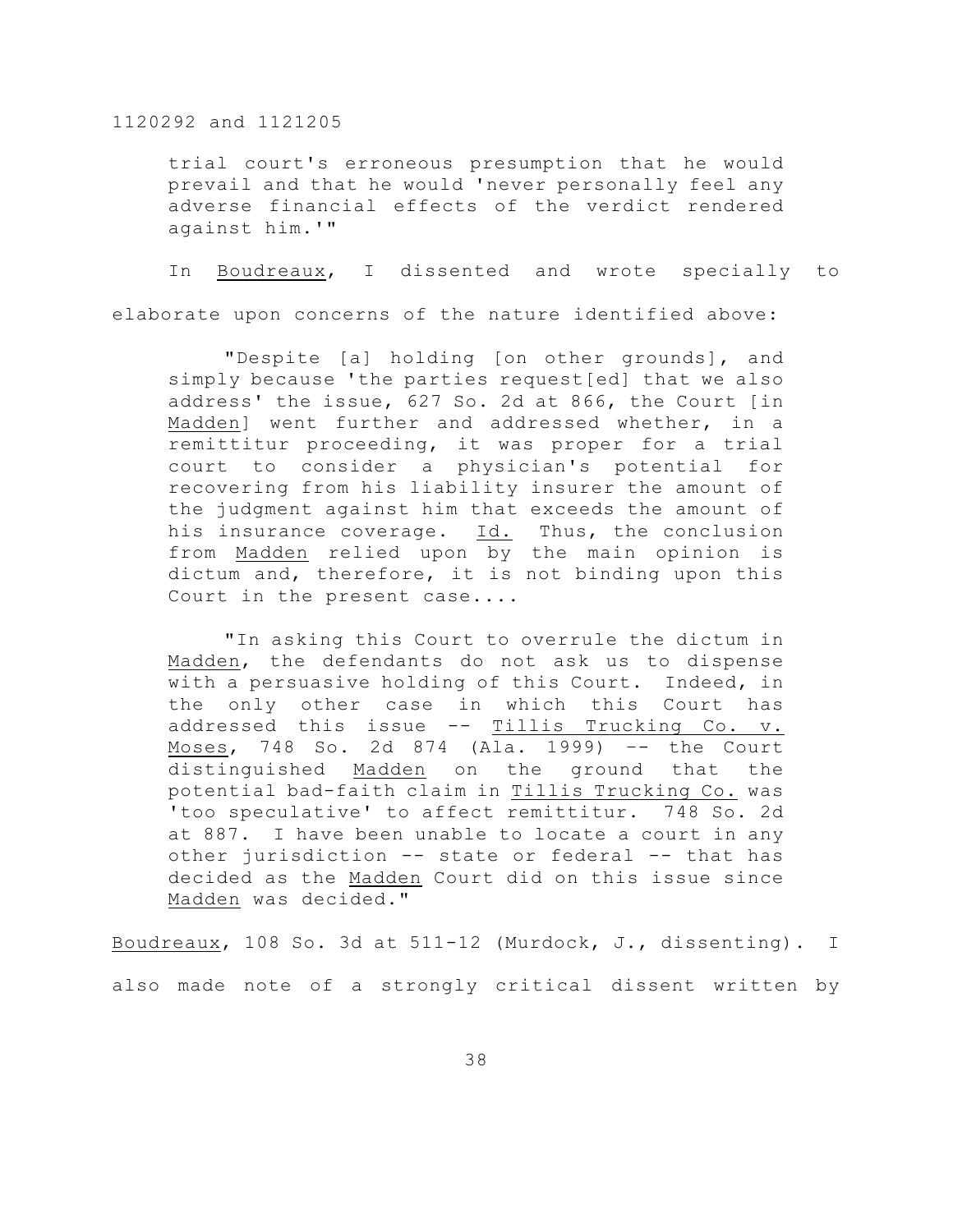trial court's erroneous presumption that he would prevail and that he would 'never personally feel any adverse financial effects of the verdict rendered against him.'"

In Boudreaux, I dissented and wrote specially to elaborate upon concerns of the nature identified above:

> "Despite [a] holding [on other grounds], and simply because 'the parties request[ed] that we also address' the issue, 627 So. 2d at 866, the Court [in Madden] went further and addressed whether, in a remittitur proceeding, it was proper for a trial court to consider a physician's potential for recovering from his liability insurer the amount of the judgment against him that exceeds the amount of his insurance coverage. Id. Thus, the conclusion from Madden relied upon by the main opinion is dictum and, therefore, it is not binding upon this Court in the present case....
>
> "In asking this Court to overrule the dictum in Madden, the defendants do not ask us to dispense with a persuasive holding of this Court. Indeed, in the only other case in which this Court has addressed this issue -- Tillis Trucking Co. v. Moses, 748 So. 2d 874 (Ala. 1999) -- the Court distinguished Madden on the ground that the potential bad-faith claim in Tillis Trucking Co. was 'too speculative' to affect remittitur. 748 So. 2d at 887. I have been unable to locate a court in any other jurisdiction -- state or federal -- that has decided as the Madden Court did on this issue since Madden was decided."

Boudreaux, 108 So. 3d at 511-12 (Murdock, J., dissenting). I also made note of a strongly critical dissent written by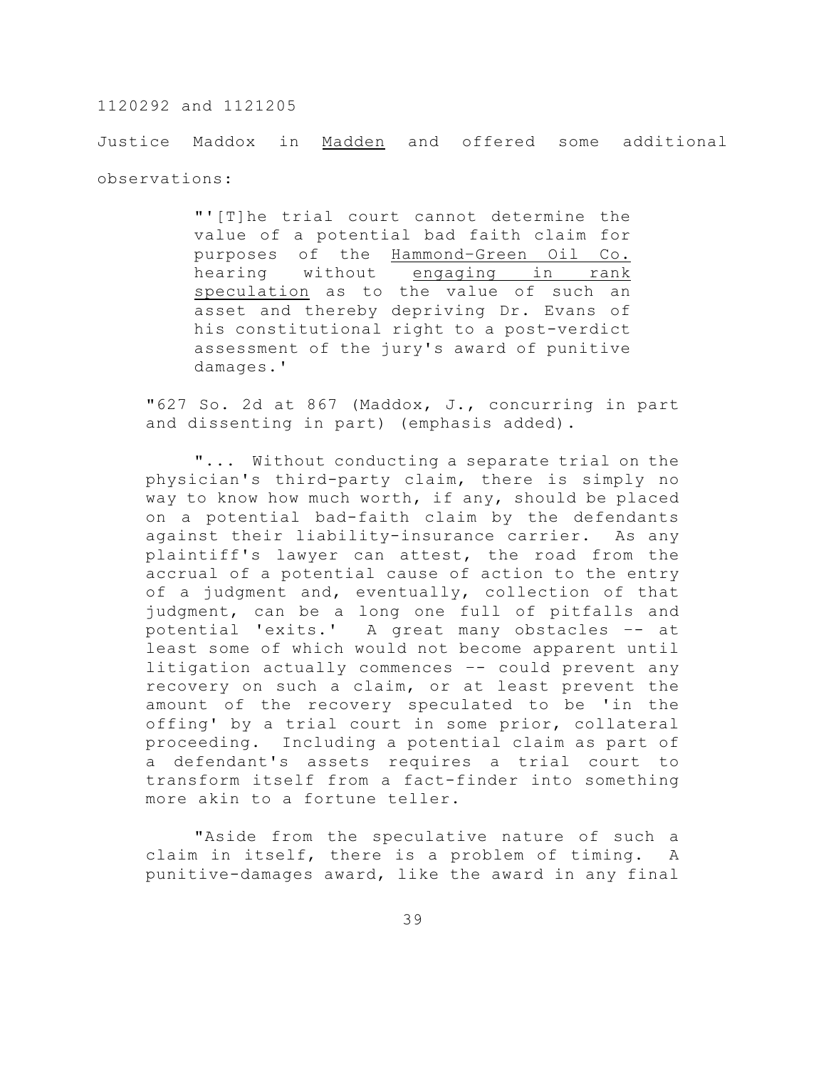Justice Maddox in Madden and offered some additional observations:

> "'[T]he trial court cannot determine the value of a potential bad faith claim for purposes of the Hammond-Green Oil Co. hearing without engaging in rank speculation as to the value of such an asset and thereby depriving Dr. Evans of his constitutional right to a post-verdict assessment of the jury's award of punitive damages.'
>
> "627 So. 2d at 867 (Maddox, J., concurring in part and dissenting in part) (emphasis added).
>
> "... Without conducting a separate trial on the physician's third-party claim, there is simply no way to know how much worth, if any, should be placed on a potential bad-faith claim by the defendants against their liability-insurance carrier. As any plaintiff's lawyer can attest, the road from the accrual of a potential cause of action to the entry of a judgment and, eventually, collection of that judgment, can be a long one full of pitfalls and potential 'exits.' A great many obstacles -- at least some of which would not become apparent until litigation actually commences -- could prevent any recovery on such a claim, or at least prevent the amount of the recovery speculated to be 'in the offing' by a trial court in some prior, collateral proceeding. Including a potential claim as part of a defendant's assets requires a trial court to transform itself from a fact-finder into something more akin to a fortune teller.
>
> "Aside from the speculative nature of such a claim in itself, there is a problem of timing. A punitive-damages award, like the award in any final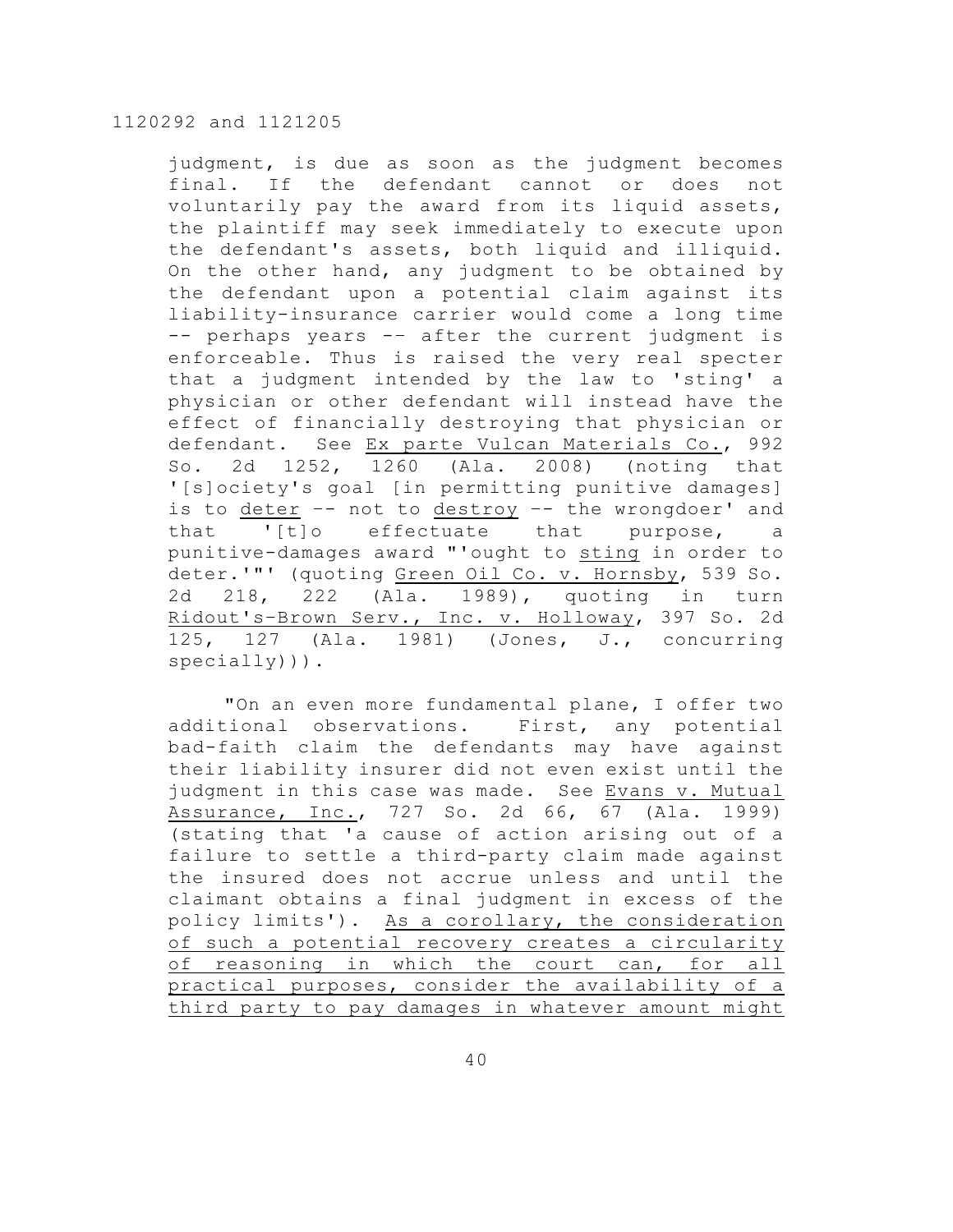judgment, is due as soon as the judgment becomes final. If the defendant cannot or does not voluntarily pay the award from its liquid assets, the plaintiff may seek immediately to execute upon the defendant's assets, both liquid and illiquid. On the other hand, any judgment to be obtained by the defendant upon a potential claim against its liability-insurance carrier would come a long time -- perhaps years -- after the current judgment is enforceable. Thus is raised the very real specter that a judgment intended by the law to 'sting' a physician or other defendant will instead have the effect of financially destroying that physician or defendant. See Ex parte Vulcan Materials Co., 992 So. 2d 1252, 1260 (Ala. 2008) (noting that '[s]ociety's goal [in permitting punitive damages] is to deter -- not to destroy -- the wrongdoer' and that '[t]o effectuate that purpose, a punitive-damages award "'ought to sting in order to deter.'"' (quoting Green Oil Co. v. Hornsby, 539 So. 2d 218, 222 (Ala. 1989), quoting in turn Ridout's-Brown Serv., Inc. v. Holloway, 397 So. 2d 125, 127 (Ala. 1981) (Jones, J., concurring specially))).

"On an even more fundamental plane, I offer two additional observations. First, any potential bad-faith claim the defendants may have against their liability insurer did not even exist until the judgment in this case was made. See Evans v. Mutual Assurance, Inc., 727 So. 2d 66, 67 (Ala. 1999) (stating that 'a cause of action arising out of a failure to settle a third-party claim made against the insured does not accrue unless and until the claimant obtains a final judgment in excess of the policy limits'). As a corollary, the consideration of such a potential recovery creates a circularity of reasoning in which the court can, for all practical purposes, consider the availability of a third party to pay damages in whatever amount might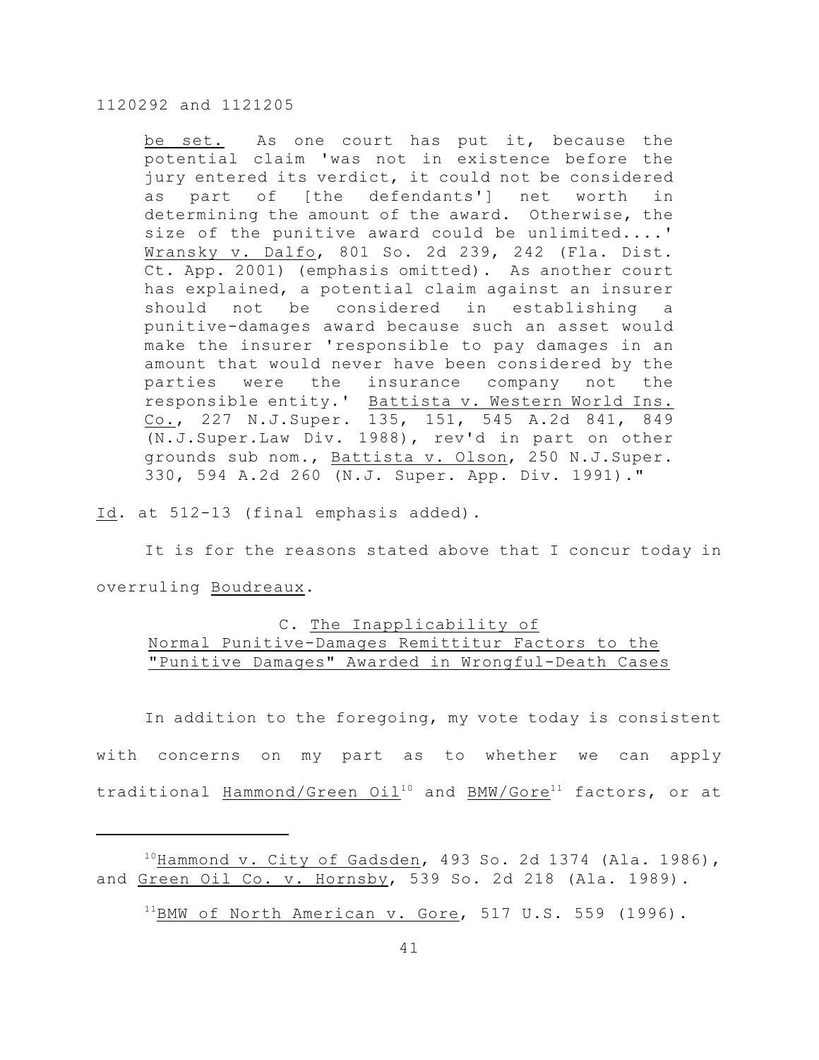be set. As one court has put it, because the potential claim 'was not in existence before the jury entered its verdict, it could not be considered as part of [the defendants'] net worth in determining the amount of the award. Otherwise, the size of the punitive award could be unlimited....' Wransky v. Dalfo, 801 So. 2d 239, 242 (Fla. Dist. Ct. App. 2001) (emphasis omitted). As another court has explained, a potential claim against an insurer should not be considered in establishing a punitive-damages award because such an asset would make the insurer 'responsible to pay damages in an amount that would never have been considered by the parties were the insurance company not the responsible entity.' Battista v. Western World Ins. Co., 227 N.J.Super. 135, 151, 545 A.2d 841, 849 (N.J.Super.Law Div. 1988), rev'd in part on other grounds sub nom., Battista v. Olson, 250 N.J.Super. 330, 594 A.2d 260 (N.J. Super. App. Div. 1991)."

Id. at 512-13 (final emphasis added).

It is for the reasons stated above that I concur today in overruling Boudreaux.

### C. The Inapplicability of Normal Punitive-Damages Remittitur Factors to the "Punitive Damages" Awarded in Wrongful-Death Cases

In addition to the foregoing, my vote today is consistent with concerns on my part as to whether we can apply traditional Hammond/Green Oil[10] and BMW/Gore[11] factors, or at

---

[10] Hammond v. City of Gadsden, 493 So. 2d 1374 (Ala. 1986), and Green Oil Co. v. Hornsby, 539 So. 2d 218 (Ala. 1989).

[11] BMW of North American v. Gore, 517 U.S. 559 (1996).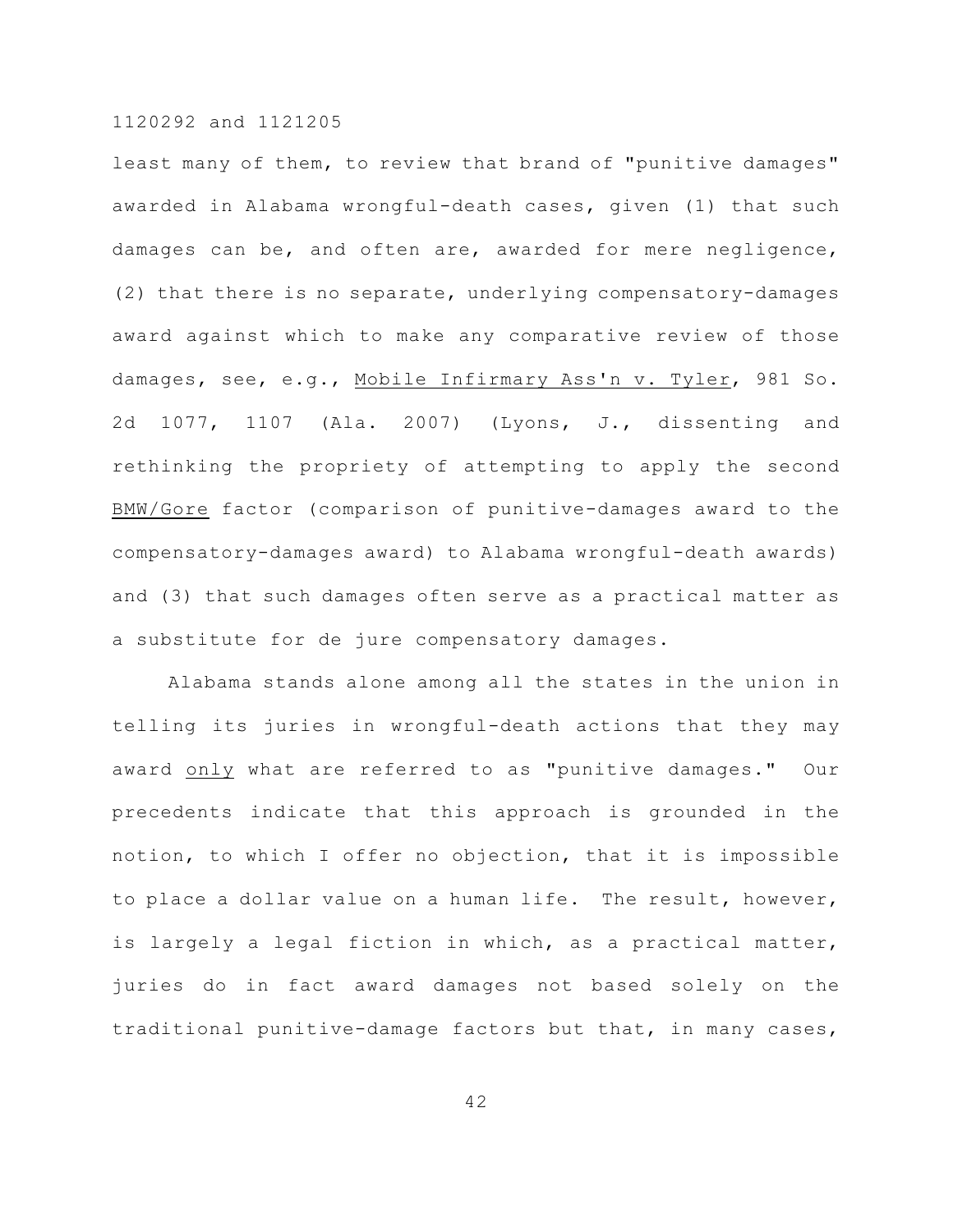least many of them, to review that brand of "punitive damages" awarded in Alabama wrongful-death cases, given (1) that such damages can be, and often are, awarded for mere negligence, (2) that there is no separate, underlying compensatory-damages award against which to make any comparative review of those damages, see, e.g., Mobile Infirmary Ass'n v. Tyler, 981 So. 2d 1077, 1107 (Ala. 2007) (Lyons, J., dissenting and rethinking the propriety of attempting to apply the second BMW/Gore factor (comparison of punitive-damages award to the compensatory-damages award) to Alabama wrongful-death awards) and (3) that such damages often serve as a practical matter as a substitute for de jure compensatory damages.

Alabama stands alone among all the states in the union in telling its juries in wrongful-death actions that they may award only what are referred to as "punitive damages." Our precedents indicate that this approach is grounded in the notion, to which I offer no objection, that it is impossible to place a dollar value on a human life. The result, however, is largely a legal fiction in which, as a practical matter, juries do in fact award damages not based solely on the traditional punitive-damage factors but that, in many cases,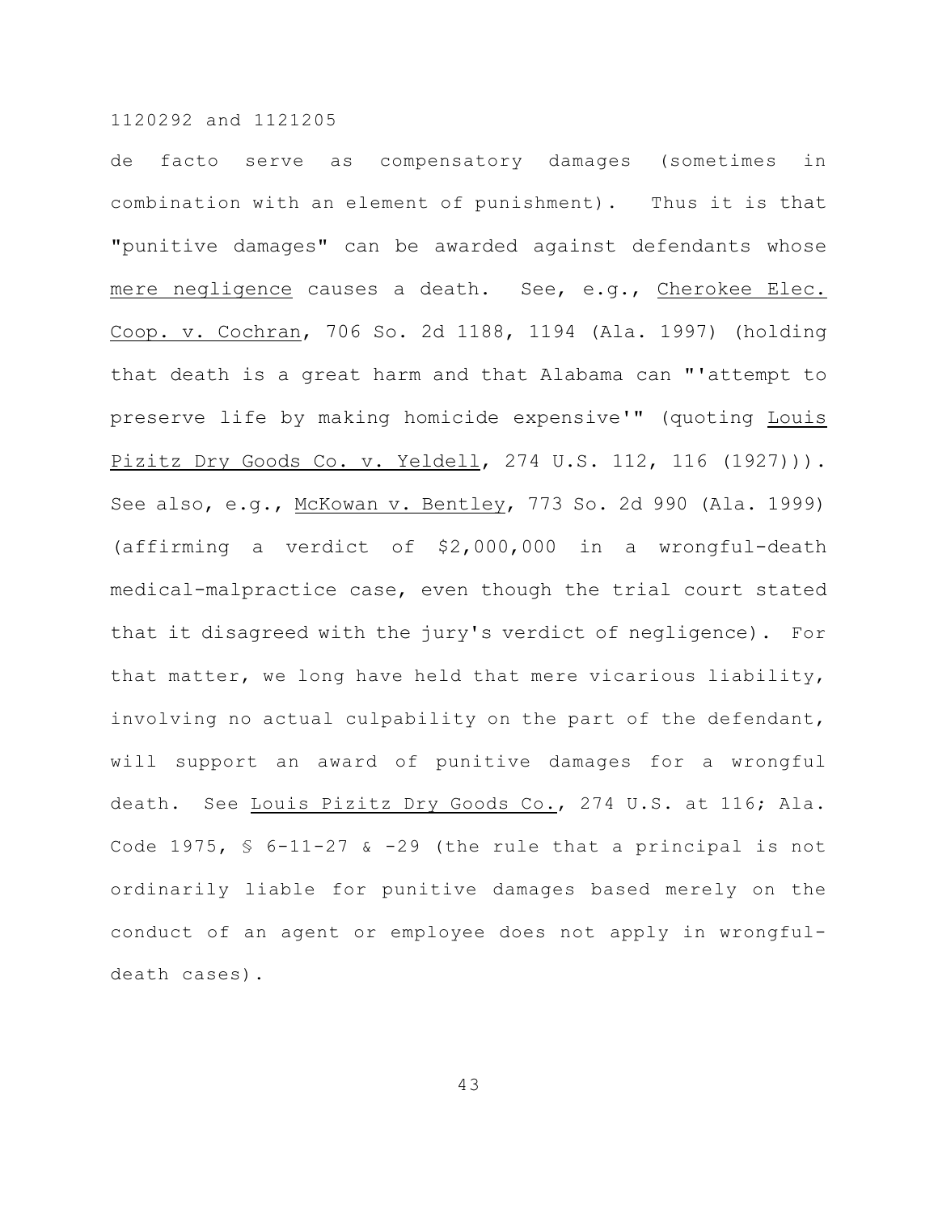de facto serve as compensatory damages (sometimes in combination with an element of punishment). Thus it is that "punitive damages" can be awarded against defendants whose mere negligence causes a death. See, e.g., Cherokee Elec. Coop. v. Cochran, 706 So. 2d 1188, 1194 (Ala. 1997) (holding that death is a great harm and that Alabama can "'attempt to preserve life by making homicide expensive'" (quoting Louis Pizitz Dry Goods Co. v. Yeldell, 274 U.S. 112, 116 (1927))). See also, e.g., McKowan v. Bentley, 773 So. 2d 990 (Ala. 1999) (affirming a verdict of $2,000,000 in a wrongful-death medical-malpractice case, even though the trial court stated that it disagreed with the jury's verdict of negligence). For that matter, we long have held that mere vicarious liability, involving no actual culpability on the part of the defendant, will support an award of punitive damages for a wrongful death. See Louis Pizitz Dry Goods Co., 274 U.S. at 116; Ala. Code 1975, § 6-11-27 & -29 (the rule that a principal is not ordinarily liable for punitive damages based merely on the conduct of an agent or employee does not apply in wrongful-death cases).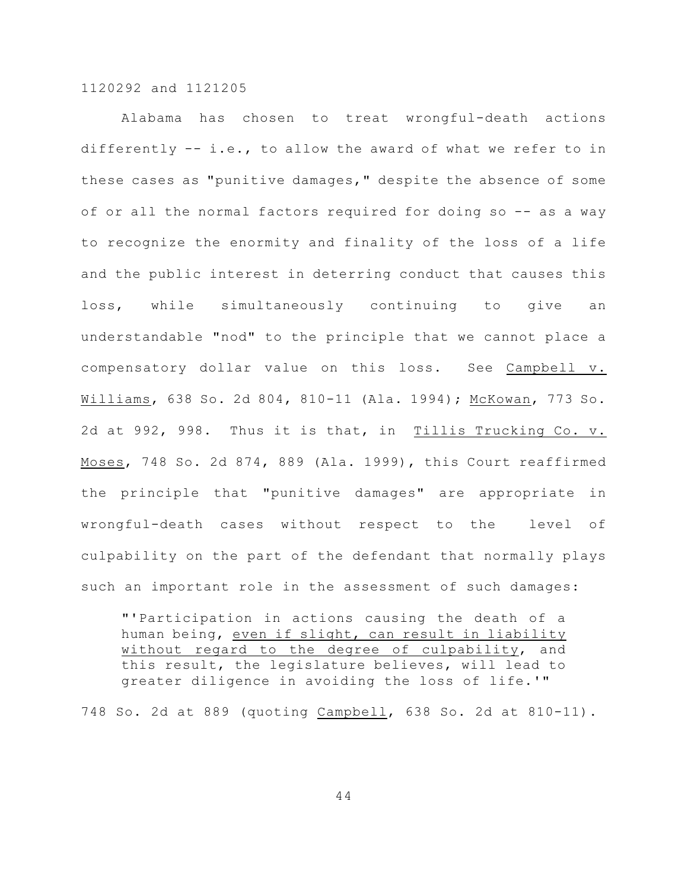Alabama has chosen to treat wrongful-death actions differently -- i.e., to allow the award of what we refer to in these cases as "punitive damages," despite the absence of some of or all the normal factors required for doing so -- as a way to recognize the enormity and finality of the loss of a life and the public interest in deterring conduct that causes this loss, while simultaneously continuing to give an understandable "nod" to the principle that we cannot place a compensatory dollar value on this loss. See Campbell v. Williams, 638 So. 2d 804, 810-11 (Ala. 1994); McKowan, 773 So. 2d at 992, 998. Thus it is that, in Tillis Trucking Co. v. Moses, 748 So. 2d 874, 889 (Ala. 1999), this Court reaffirmed the principle that "punitive damages" are appropriate in wrongful-death cases without respect to the level of culpability on the part of the defendant that normally plays such an important role in the assessment of such damages:

> "'Participation in actions causing the death of a human being, even if slight, can result in liability without regard to the degree of culpability, and this result, the legislature believes, will lead to greater diligence in avoiding the loss of life.'"

748 So. 2d at 889 (quoting Campbell, 638 So. 2d at 810-11).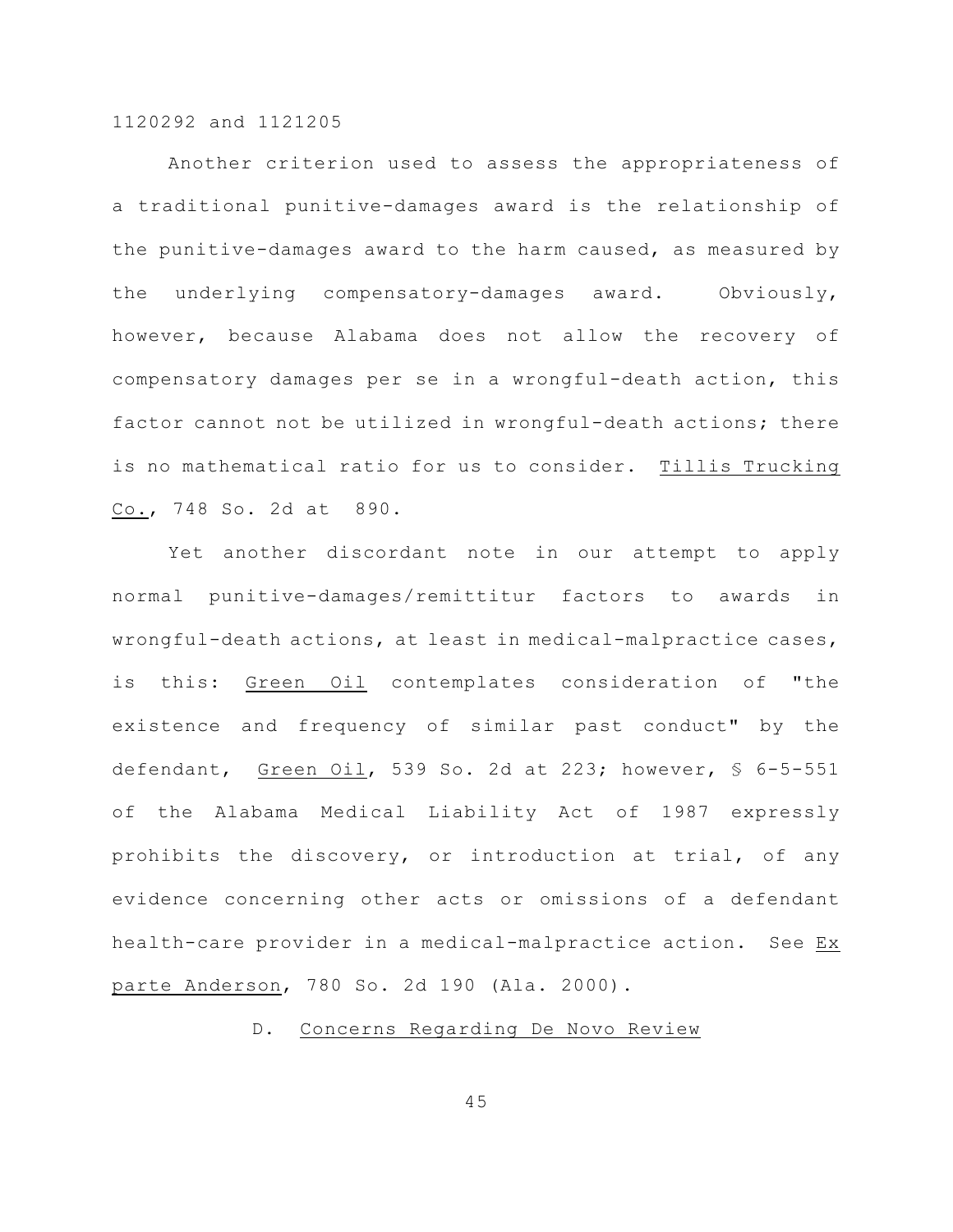Another criterion used to assess the appropriateness of a traditional punitive-damages award is the relationship of the punitive-damages award to the harm caused, as measured by the underlying compensatory-damages award. Obviously, however, because Alabama does not allow the recovery of compensatory damages per se in a wrongful-death action, this factor cannot not be utilized in wrongful-death actions; there is no mathematical ratio for us to consider. Tillis Trucking Co., 748 So. 2d at 890.

Yet another discordant note in our attempt to apply normal punitive-damages/remittitur factors to awards in wrongful-death actions, at least in medical-malpractice cases, is this: Green Oil contemplates consideration of "the existence and frequency of similar past conduct" by the defendant, Green Oil, 539 So. 2d at 223; however, § 6-5-551 of the Alabama Medical Liability Act of 1987 expressly prohibits the discovery, or introduction at trial, of any evidence concerning other acts or omissions of a defendant health-care provider in a medical-malpractice action. See Ex parte Anderson, 780 So. 2d 190 (Ala. 2000).

D. Concerns Regarding De Novo Review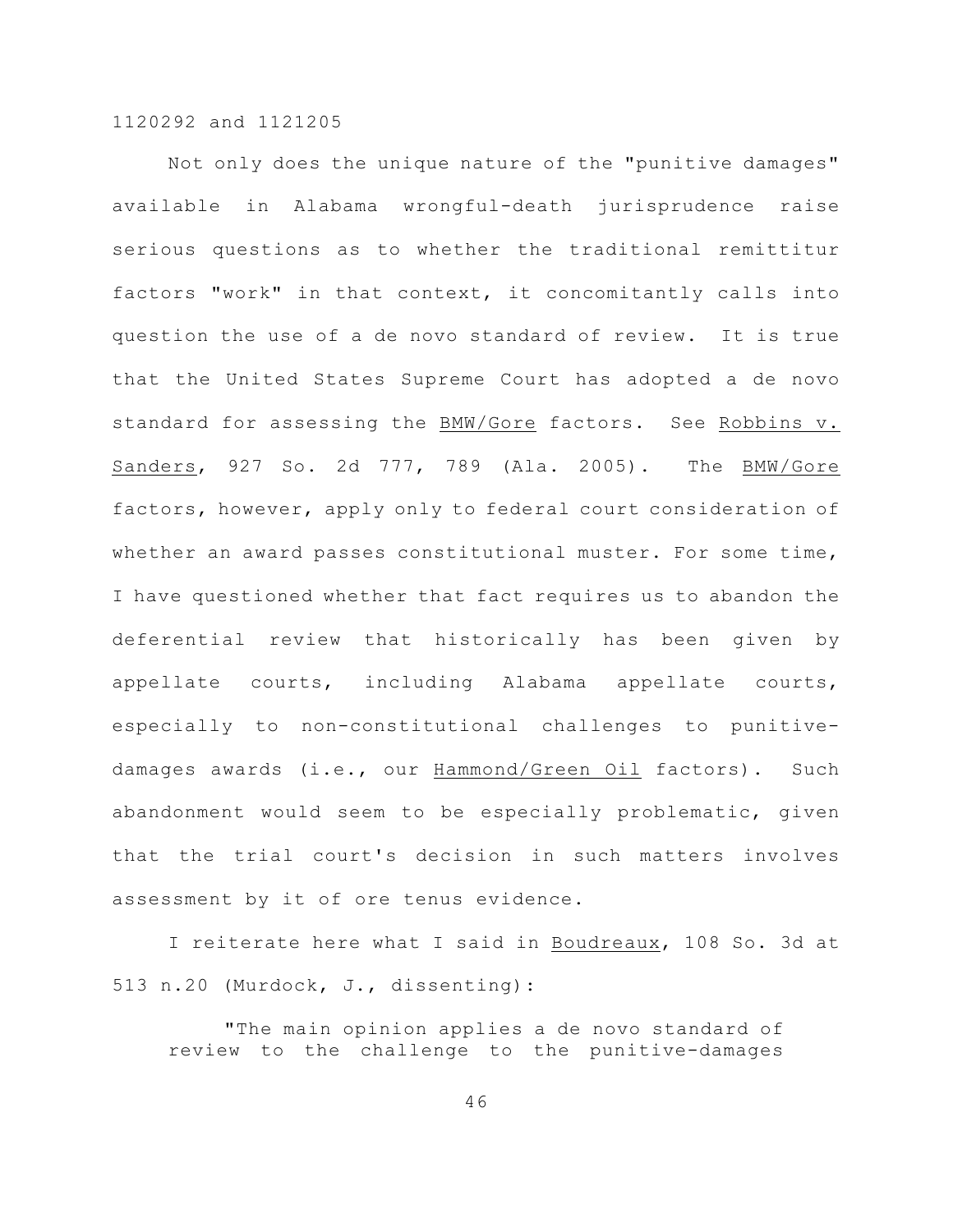Not only does the unique nature of the "punitive damages" available in Alabama wrongful-death jurisprudence raise serious questions as to whether the traditional remittitur factors "work" in that context, it concomitantly calls into question the use of a de novo standard of review. It is true that the United States Supreme Court has adopted a de novo standard for assessing the BMW/Gore factors. See Robbins v. Sanders, 927 So. 2d 777, 789 (Ala. 2005). The BMW/Gore factors, however, apply only to federal court consideration of whether an award passes constitutional muster. For some time, I have questioned whether that fact requires us to abandon the deferential review that historically has been given by appellate courts, including Alabama appellate courts, especially to non-constitutional challenges to punitive-damages awards (i.e., our Hammond/Green Oil factors). Such abandonment would seem to be especially problematic, given that the trial court's decision in such matters involves assessment by it of ore tenus evidence.

I reiterate here what I said in Boudreaux, 108 So. 3d at 513 n.20 (Murdock, J., dissenting):

> "The main opinion applies a de novo standard of review to the challenge to the punitive-damages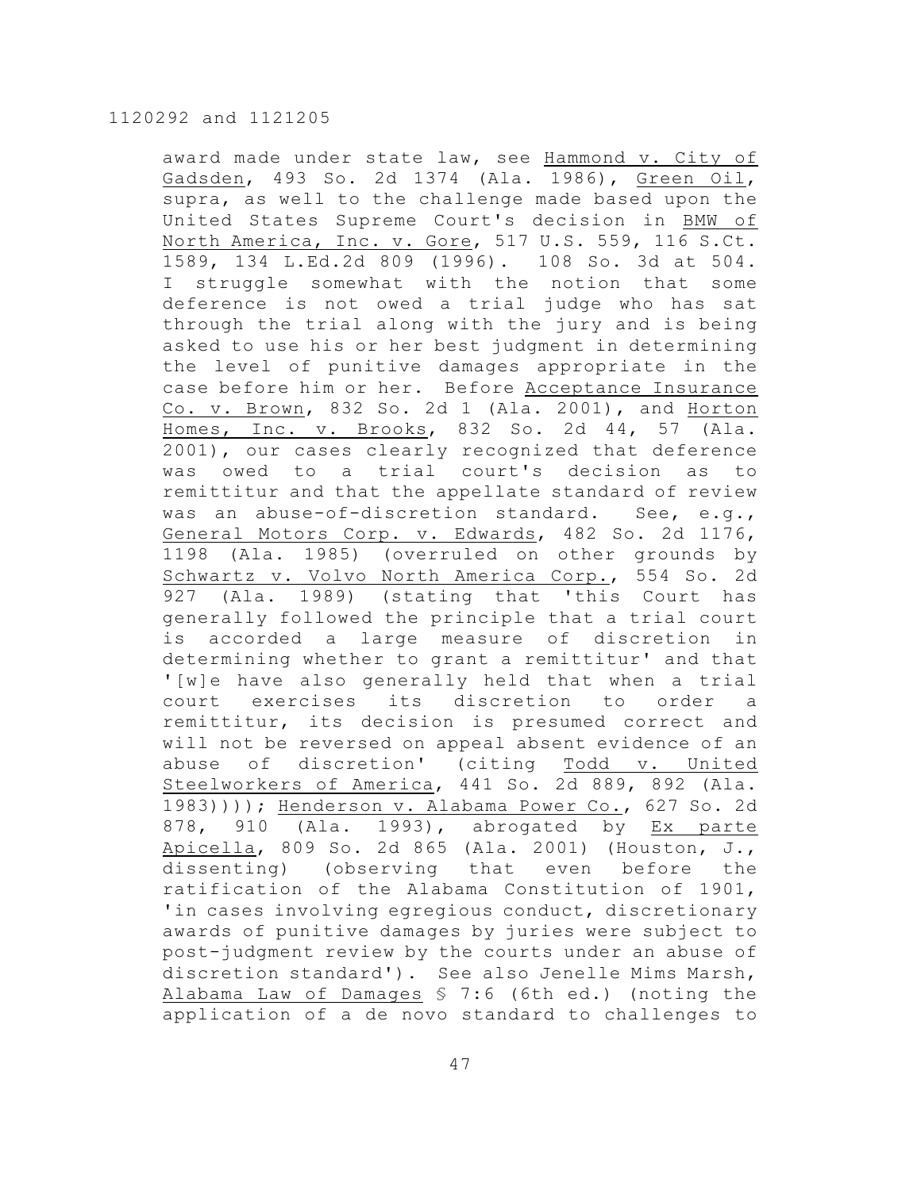award made under state law, see Hammond v. City of Gadsden, 493 So. 2d 1374 (Ala. 1986), Green Oil, supra, as well to the challenge made based upon the United States Supreme Court's decision in BMW of North America, Inc. v. Gore, 517 U.S. 559, 116 S.Ct. 1589, 134 L.Ed.2d 809 (1996). 108 So. 3d at 504. I struggle somewhat with the notion that some deference is not owed a trial judge who has sat through the trial along with the jury and is being asked to use his or her best judgment in determining the level of punitive damages appropriate in the case before him or her. Before Acceptance Insurance Co. v. Brown, 832 So. 2d 1 (Ala. 2001), and Horton Homes, Inc. v. Brooks, 832 So. 2d 44, 57 (Ala. 2001), our cases clearly recognized that deference was owed to a trial court's decision as to remittitur and that the appellate standard of review was an abuse-of-discretion standard. See, e.g., General Motors Corp. v. Edwards, 482 So. 2d 1176, 1198 (Ala. 1985) (overruled on other grounds by Schwartz v. Volvo North America Corp., 554 So. 2d 927 (Ala. 1989) (stating that 'this Court has generally followed the principle that a trial court is accorded a large measure of discretion in determining whether to grant a remittitur' and that '[w]e have also generally held that when a trial court exercises its discretion to order a remittitur, its decision is presumed correct and will not be reversed on appeal absent evidence of an abuse of discretion' (citing Todd v. United Steelworkers of America, 441 So. 2d 889, 892 (Ala. 1983)))); Henderson v. Alabama Power Co., 627 So. 2d 878, 910 (Ala. 1993), abrogated by Ex parte Apicella, 809 So. 2d 865 (Ala. 2001) (Houston, J., dissenting) (observing that even before the ratification of the Alabama Constitution of 1901, 'in cases involving egregious conduct, discretionary awards of punitive damages by juries were subject to post-judgment review by the courts under an abuse of discretion standard'). See also Jenelle Mims Marsh, Alabama Law of Damages § 7:6 (6th ed.) (noting the application of a de novo standard to challenges to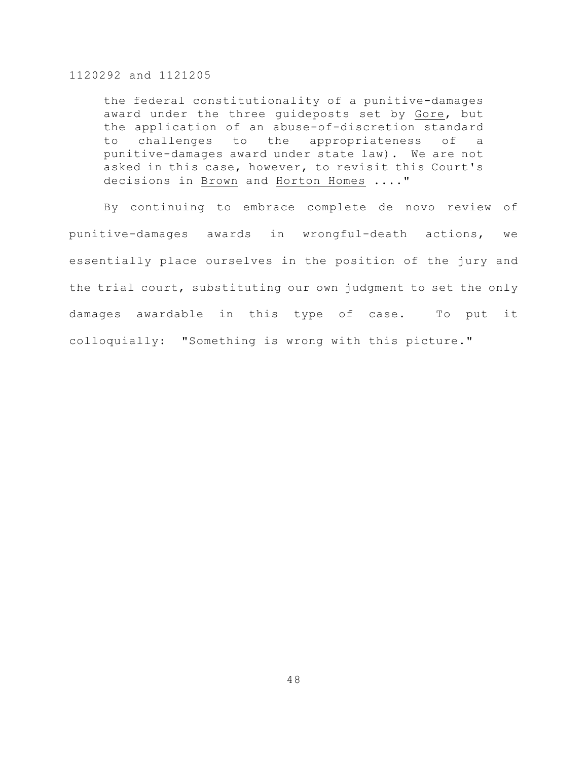> the federal constitutionality of a punitive-damages award under the three guideposts set by Gore, but the application of an abuse-of-discretion standard to challenges to the appropriateness of a punitive-damages award under state law). We are not asked in this case, however, to revisit this Court's decisions in Brown and Horton Homes ...."

By continuing to embrace complete de novo review of punitive-damages awards in wrongful-death actions, we essentially place ourselves in the position of the jury and the trial court, substituting our own judgment to set the only damages awardable in this type of case. To put it colloquially: "Something is wrong with this picture."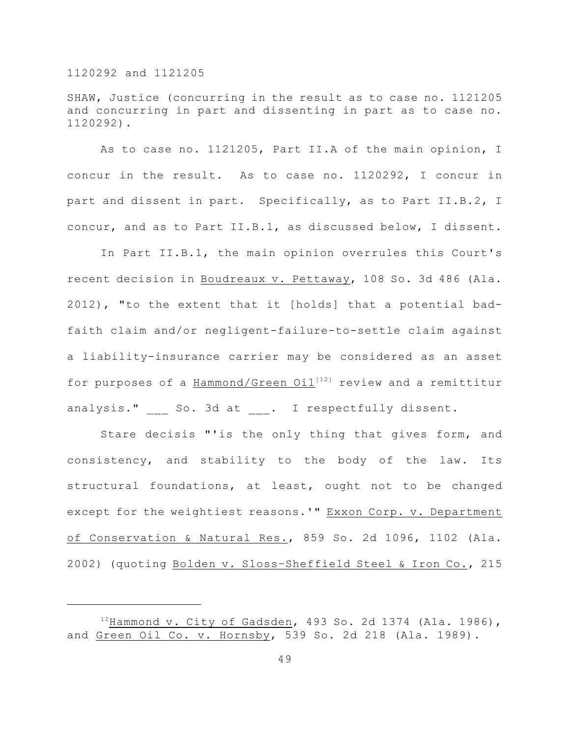1120292 and 1121205

SHAW, Justice (concurring in the result as to case no. 1121205 and concurring in part and dissenting in part as to case no. 1120292).

As to case no. 1121205, Part II.A of the main opinion, I concur in the result. As to case no. 1120292, I concur in part and dissent in part. Specifically, as to Part II.B.2, I concur, and as to Part II.B.1, as discussed below, I dissent.

In Part II.B.1, the main opinion overrules this Court's recent decision in Boudreaux v. Pettaway, 108 So. 3d 486 (Ala. 2012), "to the extent that it [holds] that a potential bad-faith claim and/or negligent-failure-to-settle claim against a liability-insurance carrier may be considered as an asset for purposes of a Hammond/Green Oil[12] review and a remittitur analysis." ___ So. 3d at ___. I respectfully dissent.

Stare decisis "'is the only thing that gives form, and consistency, and stability to the body of the law. Its structural foundations, at least, ought not to be changed except for the weightiest reasons.'" Exxon Corp. v. Department of Conservation & Natural Res., 859 So. 2d 1096, 1102 (Ala. 2002) (quoting Bolden v. Sloss-Sheffield Steel & Iron Co., 215

---

[12] Hammond v. City of Gadsden, 493 So. 2d 1374 (Ala. 1986), and Green Oil Co. v. Hornsby, 539 So. 2d 218 (Ala. 1989).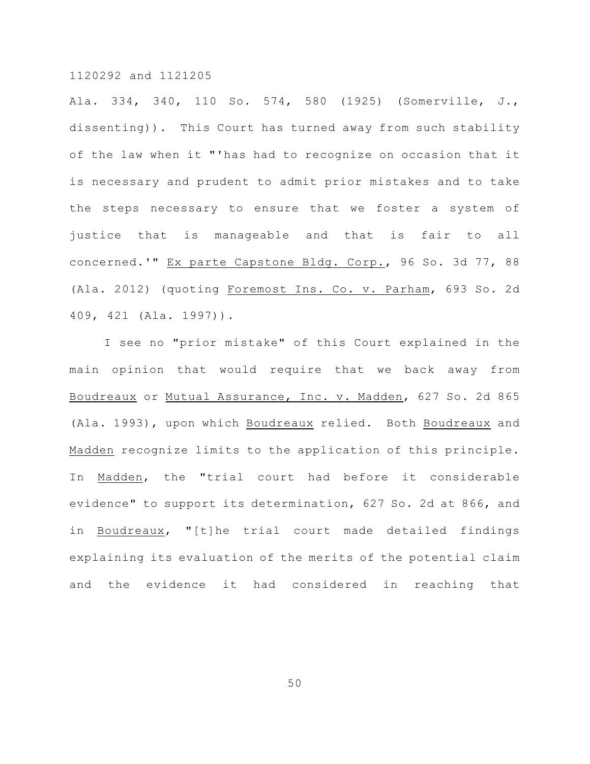Ala. 334, 340, 110 So. 574, 580 (1925) (Somerville, J., dissenting)). This Court has turned away from such stability of the law when it "'has had to recognize on occasion that it is necessary and prudent to admit prior mistakes and to take the steps necessary to ensure that we foster a system of justice that is manageable and that is fair to all concerned.'" Ex parte Capstone Bldg. Corp., 96 So. 3d 77, 88 (Ala. 2012) (quoting Foremost Ins. Co. v. Parham, 693 So. 2d 409, 421 (Ala. 1997)).

I see no "prior mistake" of this Court explained in the main opinion that would require that we back away from Boudreaux or Mutual Assurance, Inc. v. Madden, 627 So. 2d 865 (Ala. 1993), upon which Boudreaux relied. Both Boudreaux and Madden recognize limits to the application of this principle. In Madden, the "trial court had before it considerable evidence" to support its determination, 627 So. 2d at 866, and in Boudreaux, "[t]he trial court made detailed findings explaining its evaluation of the merits of the potential claim and the evidence it had considered in reaching that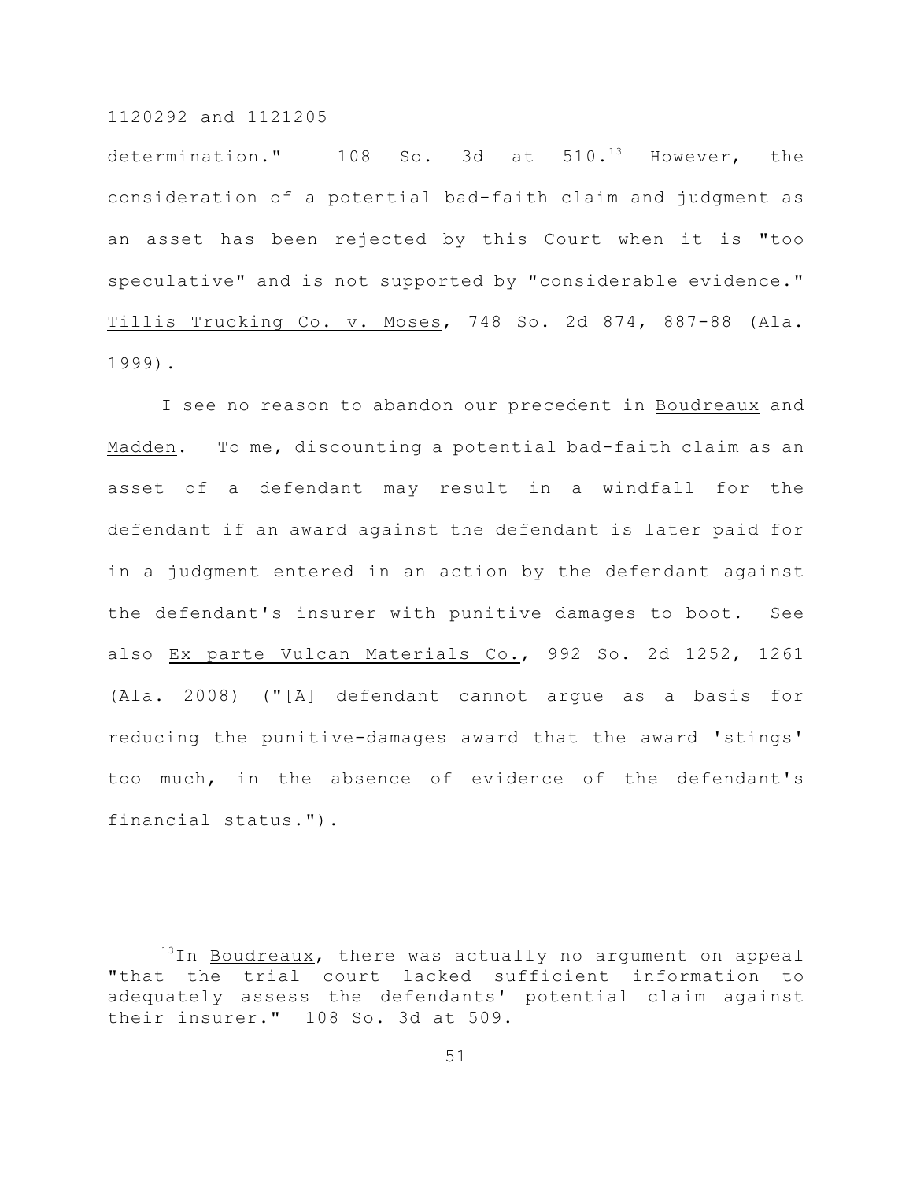determination." 108 So. 3d at 510.[13] However, the consideration of a potential bad-faith claim and judgment as an asset has been rejected by this Court when it is "too speculative" and is not supported by "considerable evidence." Tillis Trucking Co. v. Moses, 748 So. 2d 874, 887-88 (Ala. 1999).

I see no reason to abandon our precedent in Boudreaux and Madden. To me, discounting a potential bad-faith claim as an asset of a defendant may result in a windfall for the defendant if an award against the defendant is later paid for in a judgment entered in an action by the defendant against the defendant's insurer with punitive damages to boot. See also Ex parte Vulcan Materials Co., 992 So. 2d 1252, 1261 (Ala. 2008) ("[A] defendant cannot argue as a basis for reducing the punitive-damages award that the award 'stings' too much, in the absence of evidence of the defendant's financial status.").

---

[13] In Boudreaux, there was actually no argument on appeal "that the trial court lacked sufficient information to adequately assess the defendants' potential claim against their insurer." 108 So. 3d at 509.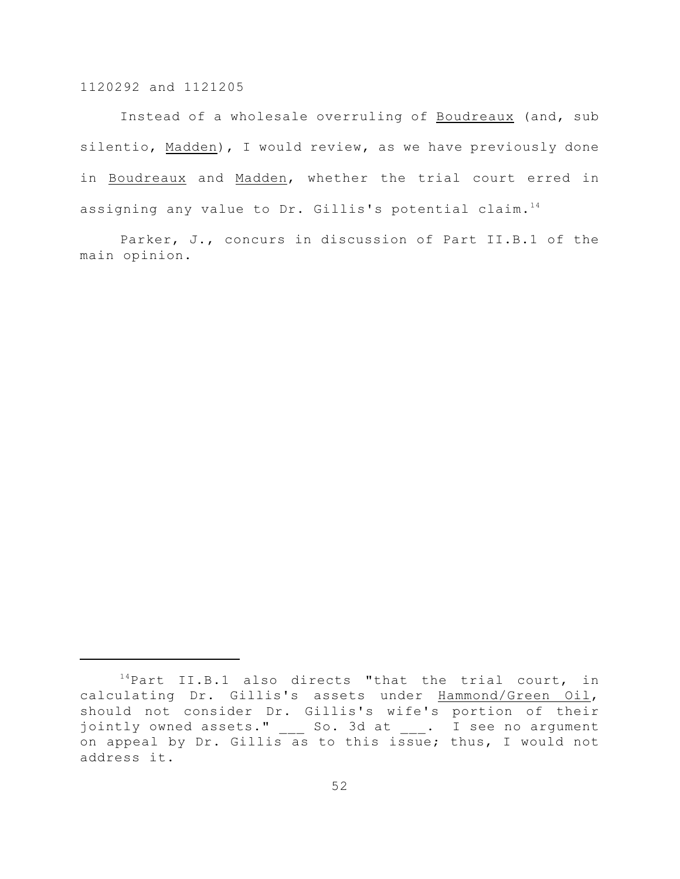Instead of a wholesale overruling of Boudreaux (and, sub silentio, Madden), I would review, as we have previously done in Boudreaux and Madden, whether the trial court erred in assigning any value to Dr. Gillis's potential claim.[14]

Parker, J., concurs in discussion of Part II.B.1 of the main opinion.

---

[14]Part II.B.1 also directs "that the trial court, in calculating Dr. Gillis's assets under Hammond/Green Oil, should not consider Dr. Gillis's wife's portion of their jointly owned assets." ___ So. 3d at ___. I see no argument on appeal by Dr. Gillis as to this issue; thus, I would not address it.